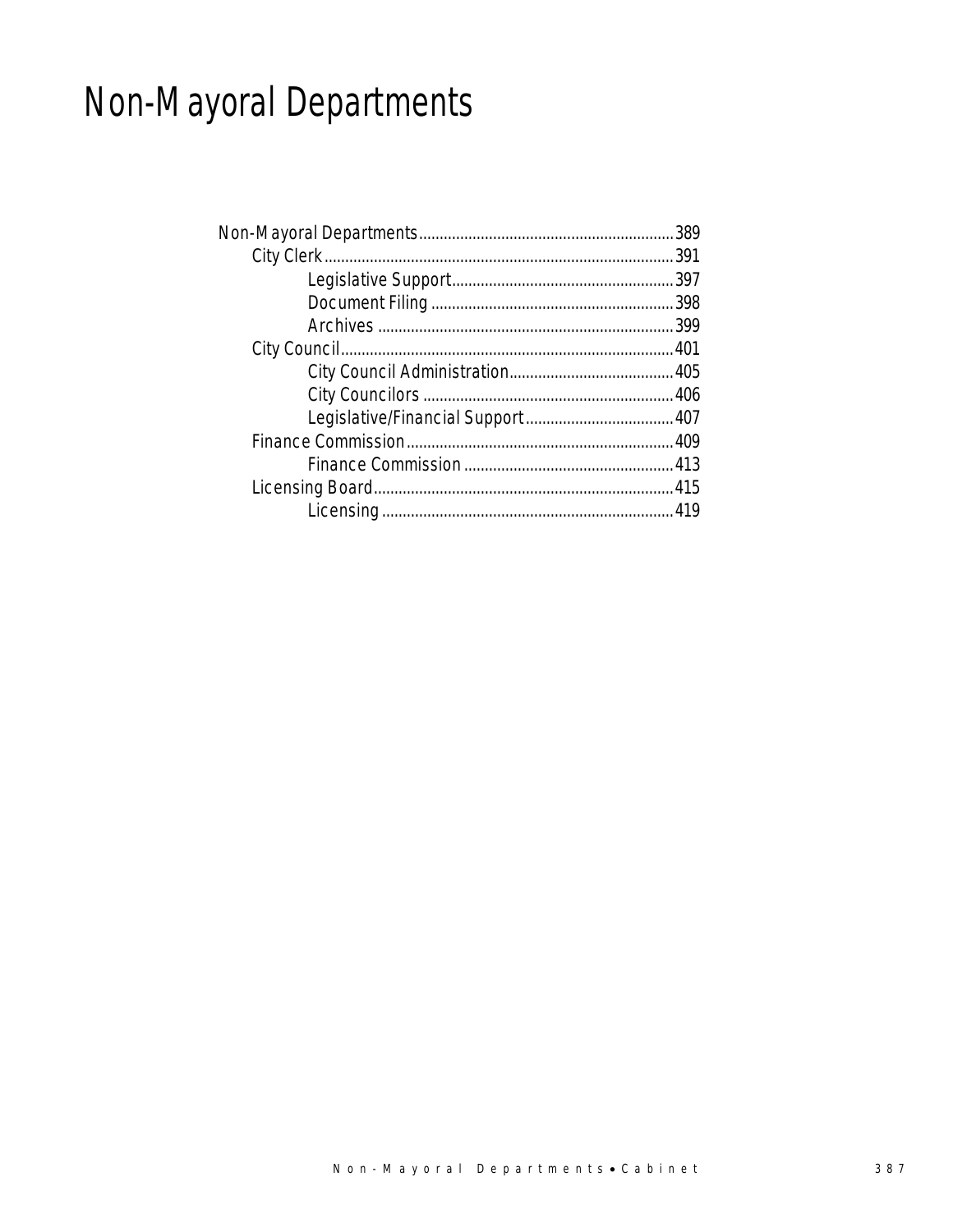# Non-Mayoral Departments

- Non-Mayoral Departments.....389
  - City Clerk.....391
    - Legislative Support.....397
    - Document Filing.....398
    - Archives.....399
  - City Council.....401
    - City Council Administration.....405
    - City Councilors.....406
    - Legislative/Financial Support.....407
  - Finance Commission.....409
    - Finance Commission.....413
  - Licensing Board.....415
    - Licensing.....419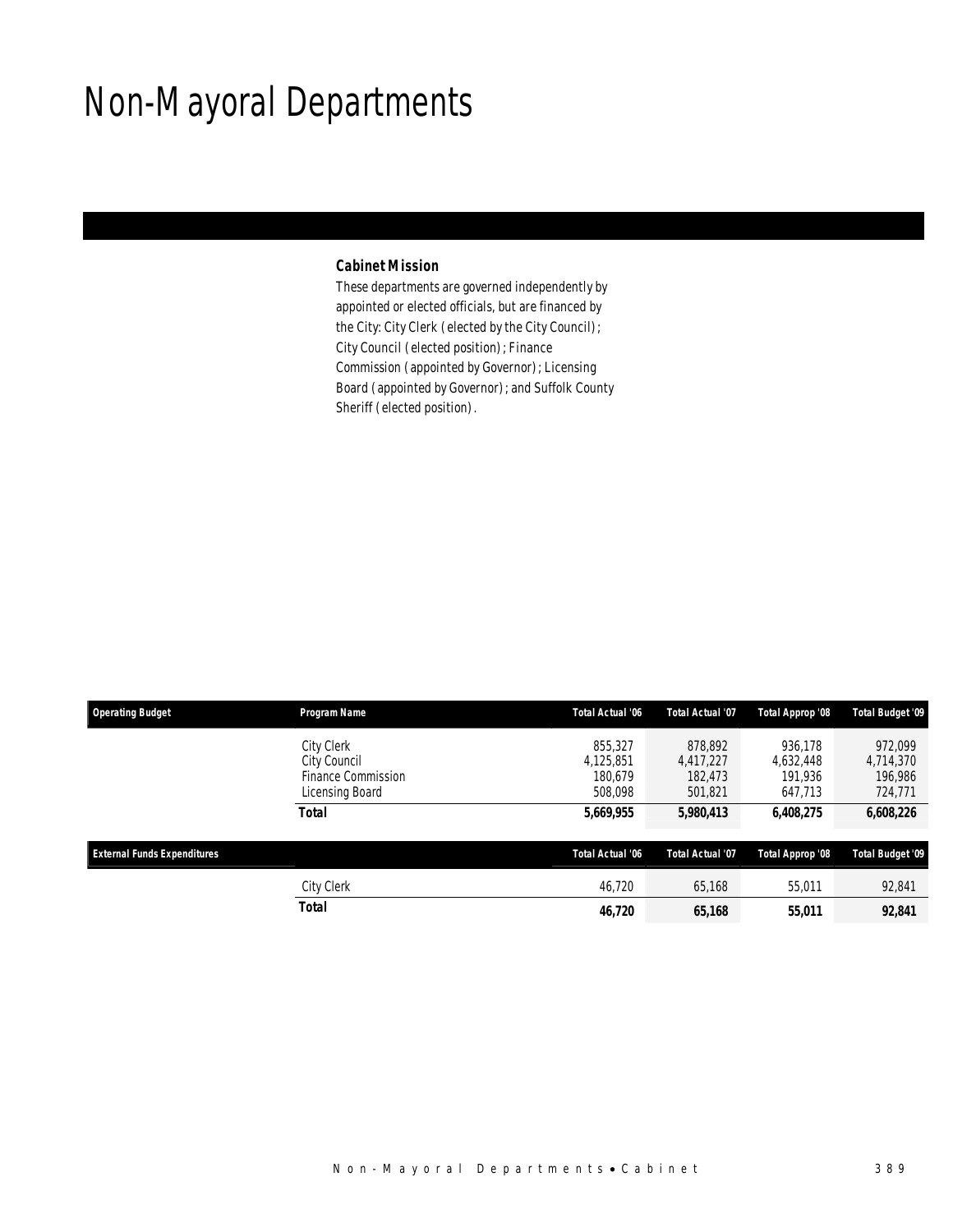# Non-Mayoral Departments

**Cabinet Mission**

These departments are governed independently by appointed or elected officials, but are financed by the City: City Clerk (elected by the City Council); City Council (elected position); Finance Commission (appointed by Governor); Licensing Board (appointed by Governor); and Suffolk County Sheriff (elected position).

| Operating Budget | Program Name | Total Actual '06 | Total Actual '07 | Total Approp '08 | Total Budget '09 |
|---|---|---|---|---|---|
| | City Clerk | 855,327 | 878,892 | 936,178 | 972,099 |
| | City Council | 4,125,851 | 4,417,227 | 4,632,448 | 4,714,370 |
| | Finance Commission | 180,679 | 182,473 | 191,936 | 196,986 |
| | Licensing Board | 508,098 | 501,821 | 647,713 | 724,771 |
| | **Total** | **5,669,955** | **5,980,413** | **6,408,275** | **6,608,226** |

| External Funds Expenditures | | Total Actual '06 | Total Actual '07 | Total Approp '08 | Total Budget '09 |
|---|---|---|---|---|---|
| | City Clerk | 46,720 | 65,168 | 55,011 | 92,841 |
| | **Total** | **46,720** | **65,168** | **55,011** | **92,841** |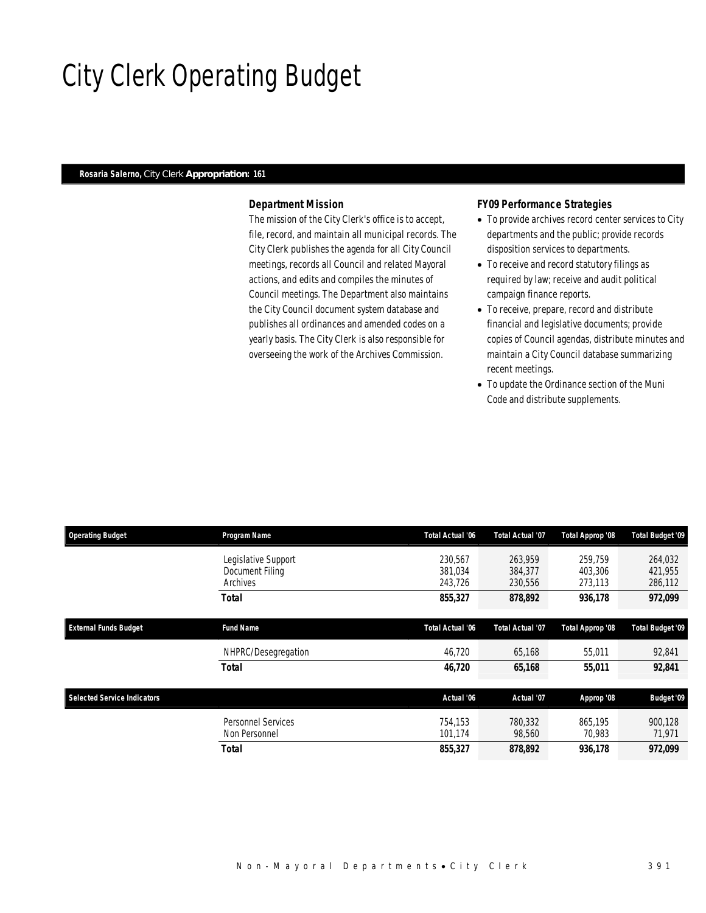# City Clerk Operating Budget

**Rosaria Salerno,** City Clerk **Appropriation: 161**

### *Department Mission*

The mission of the City Clerk's office is to accept, file, record, and maintain all municipal records. The City Clerk publishes the agenda for all City Council meetings, records all Council and related Mayoral actions, and edits and compiles the minutes of Council meetings. The Department also maintains the City Council document system database and publishes all ordinances and amended codes on a yearly basis. The City Clerk is also responsible for overseeing the work of the Archives Commission.

### *FY09 Performance Strategies*

- To provide archives record center services to City departments and the public; provide records disposition services to departments.
- To receive and record statutory filings as required by law; receive and audit political campaign finance reports.
- To receive, prepare, record and distribute financial and legislative documents; provide copies of Council agendas, distribute minutes and maintain a City Council database summarizing recent meetings.
- To update the Ordinance section of the Muni Code and distribute supplements.

| Operating Budget | Program Name | Total Actual '06 | Total Actual '07 | Total Approp '08 | Total Budget '09 |
|---|---|---|---|---|---|
| | Legislative Support | 230,567 | 263,959 | 259,759 | 264,032 |
| | Document Filing | 381,034 | 384,377 | 403,306 | 421,955 |
| | Archives | 243,726 | 230,556 | 273,113 | 286,112 |
| | **Total** | **855,327** | **878,892** | **936,178** | **972,099** |

| External Funds Budget | Fund Name | Total Actual '06 | Total Actual '07 | Total Approp '08 | Total Budget '09 |
|---|---|---|---|---|---|
| | NHPRC/Desegregation | 46,720 | 65,168 | 55,011 | 92,841 |
| | **Total** | **46,720** | **65,168** | **55,011** | **92,841** |

| Selected Service Indicators | | Actual '06 | Actual '07 | Approp '08 | Budget '09 |
|---|---|---|---|---|---|
| | Personnel Services | 754,153 | 780,332 | 865,195 | 900,128 |
| | Non Personnel | 101,174 | 98,560 | 70,983 | 71,971 |
| | **Total** | **855,327** | **878,892** | **936,178** | **972,099** |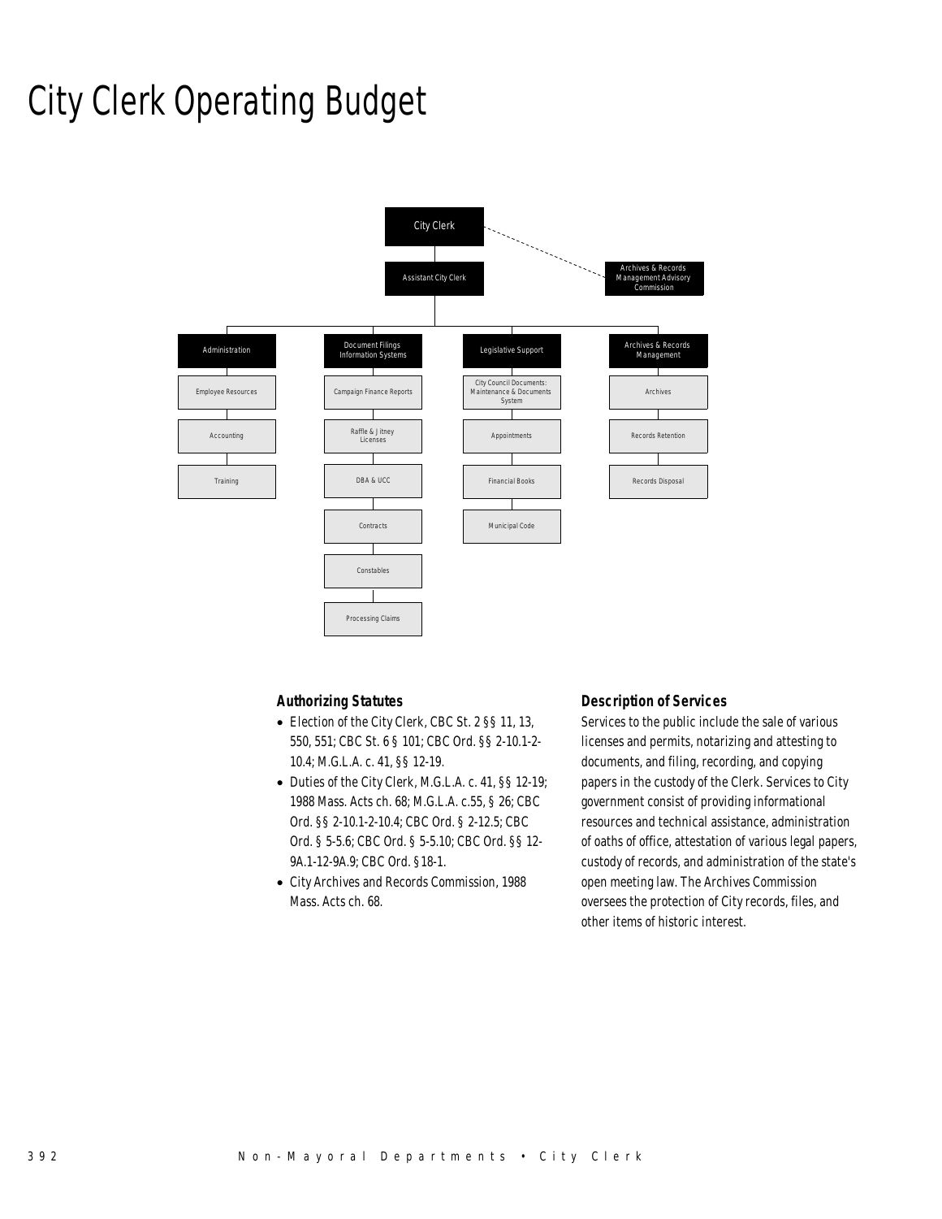# City Clerk Operating Budget

- City Clerk
  - Archives & Records Management Advisory Commission
  - Assistant City Clerk
    - Administration
      - Employee Resources
      - Accounting
      - Training
    - Document Filings Information Systems
      - Campaign Finance Reports
      - Raffle & Jitney Licenses
      - DBA & UCC
      - Contracts
      - Constables
      - Processing Claims
    - Legislative Support
      - City Council Documents: Maintenance & Documents System
      - Appointments
      - Financial Books
      - Municipal Code
    - Archives & Records Management
      - Archives
      - Records Retention
      - Records Disposal

### Authorizing Statutes

- Election of the City Clerk, CBC St. 2 §§ 11, 13, 550, 551; CBC St. 6 § 101; CBC Ord. §§ 2-10.1-2-10.4; M.G.L.A. c. 41, §§ 12-19.
- Duties of the City Clerk, M.G.L.A. c. 41, §§ 12-19; 1988 Mass. Acts ch. 68; M.G.L.A. c.55, § 26; CBC Ord. §§ 2-10.1-2-10.4; CBC Ord. § 2-12.5; CBC Ord. § 5-5.6; CBC Ord. § 5-5.10; CBC Ord. §§ 12-9A.1-12-9A.9; CBC Ord. §18-1.
- City Archives and Records Commission, 1988 Mass. Acts ch. 68.

### Description of Services

Services to the public include the sale of various licenses and permits, notarizing and attesting to documents, and filing, recording, and copying papers in the custody of the Clerk. Services to City government consist of providing informational resources and technical assistance, administration of oaths of office, attestation of various legal papers, custody of records, and administration of the state's open meeting law. The Archives Commission oversees the protection of City records, files, and other items of historic interest.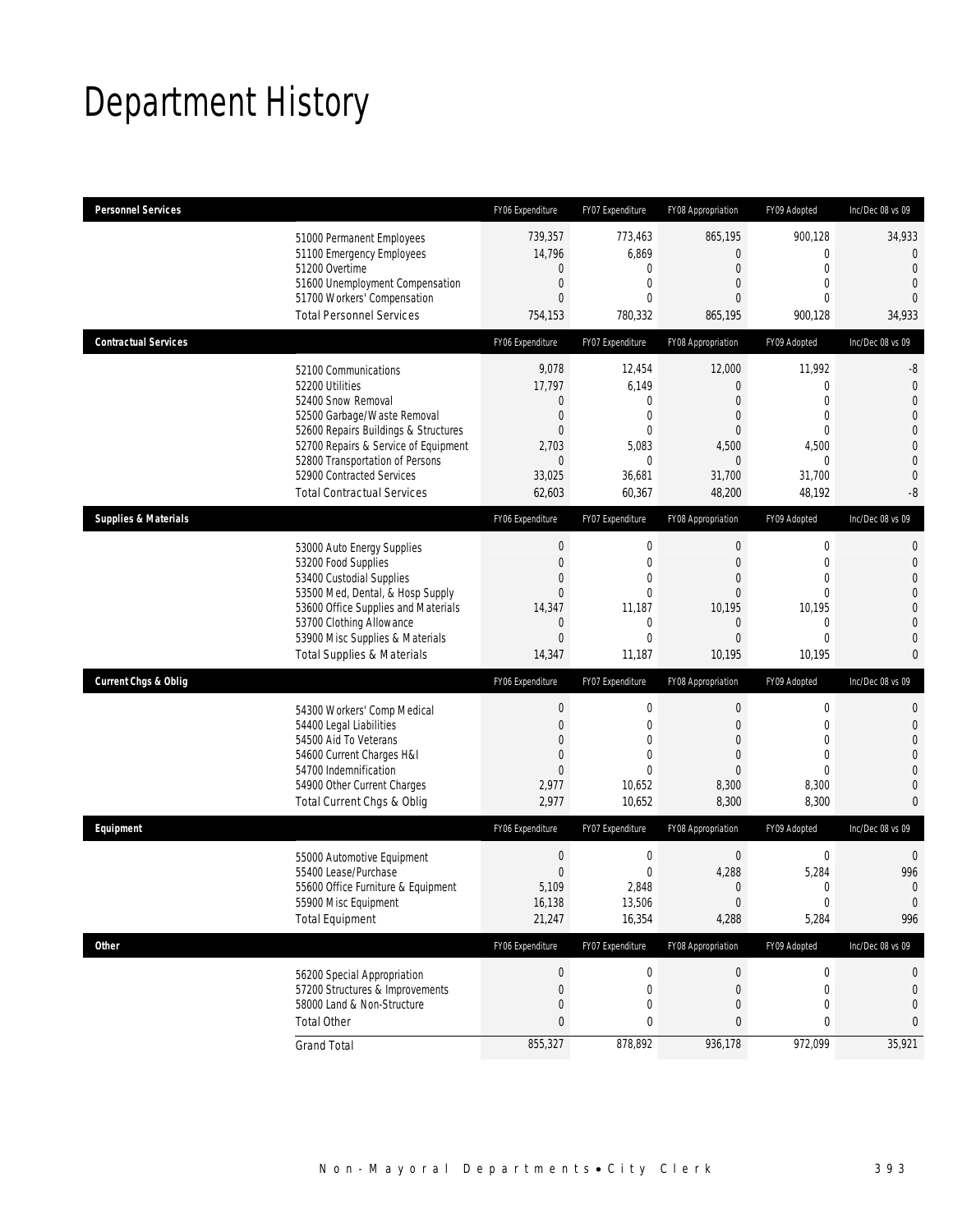# Department History

| Personnel Services | | FY06 Expenditure | FY07 Expenditure | FY08 Appropriation | FY09 Adopted | Inc/Dec 08 vs 09 |
|---|---|---|---|---|---|---|
| | 51000 Permanent Employees | 739,357 | 773,463 | 865,195 | 900,128 | 34,933 |
| | 51100 Emergency Employees | 14,796 | 6,869 | 0 | 0 | 0 |
| | 51200 Overtime | 0 | 0 | 0 | 0 | 0 |
| | 51600 Unemployment Compensation | 0 | 0 | 0 | 0 | 0 |
| | 51700 Workers' Compensation | 0 | 0 | 0 | 0 | 0 |
| | Total Personnel Services | 754,153 | 780,332 | 865,195 | 900,128 | 34,933 |
| **Contractual Services** | | **FY06 Expenditure** | **FY07 Expenditure** | **FY08 Appropriation** | **FY09 Adopted** | **Inc/Dec 08 vs 09** |
| | 52100 Communications | 9,078 | 12,454 | 12,000 | 11,992 | -8 |
| | 52200 Utilities | 17,797 | 6,149 | 0 | 0 | 0 |
| | 52400 Snow Removal | 0 | 0 | 0 | 0 | 0 |
| | 52500 Garbage/Waste Removal | 0 | 0 | 0 | 0 | 0 |
| | 52600 Repairs Buildings & Structures | 0 | 0 | 0 | 0 | 0 |
| | 52700 Repairs & Service of Equipment | 2,703 | 5,083 | 4,500 | 4,500 | 0 |
| | 52800 Transportation of Persons | 0 | 0 | 0 | 0 | 0 |
| | 52900 Contracted Services | 33,025 | 36,681 | 31,700 | 31,700 | 0 |
| | Total Contractual Services | 62,603 | 60,367 | 48,200 | 48,192 | -8 |
| **Supplies & Materials** | | **FY06 Expenditure** | **FY07 Expenditure** | **FY08 Appropriation** | **FY09 Adopted** | **Inc/Dec 08 vs 09** |
| | 53000 Auto Energy Supplies | 0 | 0 | 0 | 0 | 0 |
| | 53200 Food Supplies | 0 | 0 | 0 | 0 | 0 |
| | 53400 Custodial Supplies | 0 | 0 | 0 | 0 | 0 |
| | 53500 Med, Dental, & Hosp Supply | 0 | 0 | 0 | 0 | 0 |
| | 53600 Office Supplies and Materials | 14,347 | 11,187 | 10,195 | 10,195 | 0 |
| | 53700 Clothing Allowance | 0 | 0 | 0 | 0 | 0 |
| | 53900 Misc Supplies & Materials | 0 | 0 | 0 | 0 | 0 |
| | Total Supplies & Materials | 14,347 | 11,187 | 10,195 | 10,195 | 0 |
| **Current Chgs & Oblig** | | **FY06 Expenditure** | **FY07 Expenditure** | **FY08 Appropriation** | **FY09 Adopted** | **Inc/Dec 08 vs 09** |
| | 54300 Workers' Comp Medical | 0 | 0 | 0 | 0 | 0 |
| | 54400 Legal Liabilities | 0 | 0 | 0 | 0 | 0 |
| | 54500 Aid To Veterans | 0 | 0 | 0 | 0 | 0 |
| | 54600 Current Charges H&I | 0 | 0 | 0 | 0 | 0 |
| | 54700 Indemnification | 0 | 0 | 0 | 0 | 0 |
| | 54900 Other Current Charges | 2,977 | 10,652 | 8,300 | 8,300 | 0 |
| | Total Current Chgs & Oblig | 2,977 | 10,652 | 8,300 | 8,300 | 0 |
| **Equipment** | | **FY06 Expenditure** | **FY07 Expenditure** | **FY08 Appropriation** | **FY09 Adopted** | **Inc/Dec 08 vs 09** |
| | 55000 Automotive Equipment | 0 | 0 | 0 | 0 | 0 |
| | 55400 Lease/Purchase | 0 | 0 | 4,288 | 5,284 | 996 |
| | 55600 Office Furniture & Equipment | 5,109 | 2,848 | 0 | 0 | 0 |
| | 55900 Misc Equipment | 16,138 | 13,506 | 0 | 0 | 0 |
| | Total Equipment | 21,247 | 16,354 | 4,288 | 5,284 | 996 |
| **Other** | | **FY06 Expenditure** | **FY07 Expenditure** | **FY08 Appropriation** | **FY09 Adopted** | **Inc/Dec 08 vs 09** |
| | 56200 Special Appropriation | 0 | 0 | 0 | 0 | 0 |
| | 57200 Structures & Improvements | 0 | 0 | 0 | 0 | 0 |
| | 58000 Land & Non-Structure | 0 | 0 | 0 | 0 | 0 |
| | Total Other | 0 | 0 | 0 | 0 | 0 |
| | Grand Total | 855,327 | 878,892 | 936,178 | 972,099 | 35,921 |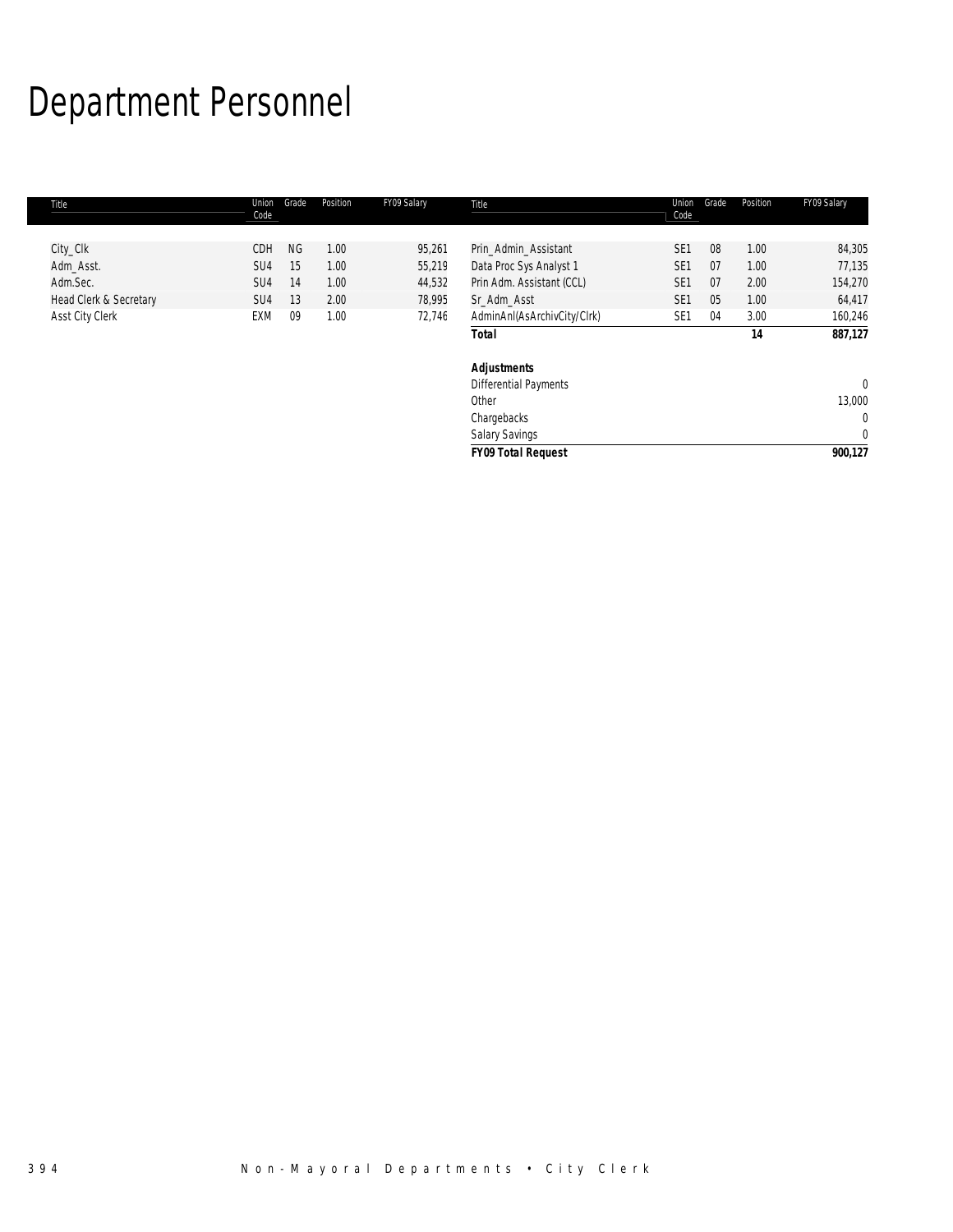# Department Personnel

| Title | Union Code | Grade | Position | FY09 Salary | Title | Union Code | Grade | Position | FY09 Salary |
|---|---|---|---|---|---|---|---|---|---|
| City_Clk | CDH | NG | 1.00 | 95,261 | Prin_Admin_Assistant | SE1 | 08 | 1.00 | 84,305 |
| Adm_Asst. | SU4 | 15 | 1.00 | 55,219 | Data Proc Sys Analyst 1 | SE1 | 07 | 1.00 | 77,135 |
| Adm.Sec. | SU4 | 14 | 1.00 | 44,532 | Prin Adm. Assistant (CCL) | SE1 | 07 | 2.00 | 154,270 |
| Head Clerk & Secretary | SU4 | 13 | 2.00 | 78,995 | Sr_Adm_Asst | SE1 | 05 | 1.00 | 64,417 |
| Asst City Clerk | EXM | 09 | 1.00 | 72,746 | AdminAnl(AsArchivCity/Clrk) | SE1 | 04 | 3.00 | 160,246 |
| | | | | | ***Total*** | | | ***14*** | ***887,127*** |
| | | | | | | | | | |
| | | | | | ***Adjustments*** | | | | |
| | | | | | Differential Payments | | | | 0 |
| | | | | | Other | | | | 13,000 |
| | | | | | Chargebacks | | | | 0 |
| | | | | | Salary Savings | | | | 0 |
| | | | | | ***FY09 Total Request*** | | | | ***900,127*** |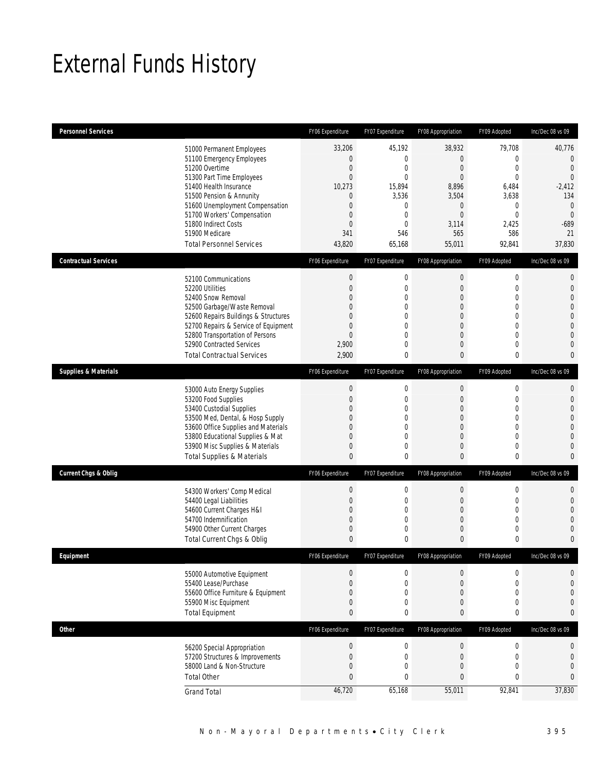# External Funds History

| Personnel Services | | FY06 Expenditure | FY07 Expenditure | FY08 Appropriation | FY09 Adopted | Inc/Dec 08 vs 09 |
|---|---|---|---|---|---|---|
| | 51000 Permanent Employees | 33,206 | 45,192 | 38,932 | 79,708 | 40,776 |
| | 51100 Emergency Employees | 0 | 0 | 0 | 0 | 0 |
| | 51200 Overtime | 0 | 0 | 0 | 0 | 0 |
| | 51300 Part Time Employees | 0 | 0 | 0 | 0 | 0 |
| | 51400 Health Insurance | 10,273 | 15,894 | 8,896 | 6,484 | -2,412 |
| | 51500 Pension & Annunity | 0 | 3,536 | 3,504 | 3,638 | 134 |
| | 51600 Unemployment Compensation | 0 | 0 | 0 | 0 | 0 |
| | 51700 Workers' Compensation | 0 | 0 | 0 | 0 | 0 |
| | 51800 Indirect Costs | 0 | 0 | 3,114 | 2,425 | -689 |
| | 51900 Medicare | 341 | 546 | 565 | 586 | 21 |
| | Total Personnel Services | 43,820 | 65,168 | 55,011 | 92,841 | 37,830 |
| **Contractual Services** | | FY06 Expenditure | FY07 Expenditure | FY08 Appropriation | FY09 Adopted | Inc/Dec 08 vs 09 |
| | 52100 Communications | 0 | 0 | 0 | 0 | 0 |
| | 52200 Utilities | 0 | 0 | 0 | 0 | 0 |
| | 52400 Snow Removal | 0 | 0 | 0 | 0 | 0 |
| | 52500 Garbage/Waste Removal | 0 | 0 | 0 | 0 | 0 |
| | 52600 Repairs Buildings & Structures | 0 | 0 | 0 | 0 | 0 |
| | 52700 Repairs & Service of Equipment | 0 | 0 | 0 | 0 | 0 |
| | 52800 Transportation of Persons | 0 | 0 | 0 | 0 | 0 |
| | 52900 Contracted Services | 2,900 | 0 | 0 | 0 | 0 |
| | Total Contractual Services | 2,900 | 0 | 0 | 0 | 0 |
| **Supplies & Materials** | | FY06 Expenditure | FY07 Expenditure | FY08 Appropriation | FY09 Adopted | Inc/Dec 08 vs 09 |
| | 53000 Auto Energy Supplies | 0 | 0 | 0 | 0 | 0 |
| | 53200 Food Supplies | 0 | 0 | 0 | 0 | 0 |
| | 53400 Custodial Supplies | 0 | 0 | 0 | 0 | 0 |
| | 53500 Med, Dental, & Hosp Supply | 0 | 0 | 0 | 0 | 0 |
| | 53600 Office Supplies and Materials | 0 | 0 | 0 | 0 | 0 |
| | 53800 Educational Supplies & Mat | 0 | 0 | 0 | 0 | 0 |
| | 53900 Misc Supplies & Materials | 0 | 0 | 0 | 0 | 0 |
| | Total Supplies & Materials | 0 | 0 | 0 | 0 | 0 |
| **Current Chgs & Oblig** | | FY06 Expenditure | FY07 Expenditure | FY08 Appropriation | FY09 Adopted | Inc/Dec 08 vs 09 |
| | 54300 Workers' Comp Medical | 0 | 0 | 0 | 0 | 0 |
| | 54400 Legal Liabilities | 0 | 0 | 0 | 0 | 0 |
| | 54600 Current Charges H&I | 0 | 0 | 0 | 0 | 0 |
| | 54700 Indemnification | 0 | 0 | 0 | 0 | 0 |
| | 54900 Other Current Charges | 0 | 0 | 0 | 0 | 0 |
| | Total Current Chgs & Oblig | 0 | 0 | 0 | 0 | 0 |
| **Equipment** | | FY06 Expenditure | FY07 Expenditure | FY08 Appropriation | FY09 Adopted | Inc/Dec 08 vs 09 |
| | 55000 Automotive Equipment | 0 | 0 | 0 | 0 | 0 |
| | 55400 Lease/Purchase | 0 | 0 | 0 | 0 | 0 |
| | 55600 Office Furniture & Equipment | 0 | 0 | 0 | 0 | 0 |
| | 55900 Misc Equipment | 0 | 0 | 0 | 0 | 0 |
| | Total Equipment | 0 | 0 | 0 | 0 | 0 |
| **Other** | | FY06 Expenditure | FY07 Expenditure | FY08 Appropriation | FY09 Adopted | Inc/Dec 08 vs 09 |
| | 56200 Special Appropriation | 0 | 0 | 0 | 0 | 0 |
| | 57200 Structures & Improvements | 0 | 0 | 0 | 0 | 0 |
| | 58000 Land & Non-Structure | 0 | 0 | 0 | 0 | 0 |
| | Total Other | 0 | 0 | 0 | 0 | 0 |
| | Grand Total | 46,720 | 65,168 | 55,011 | 92,841 | 37,830 |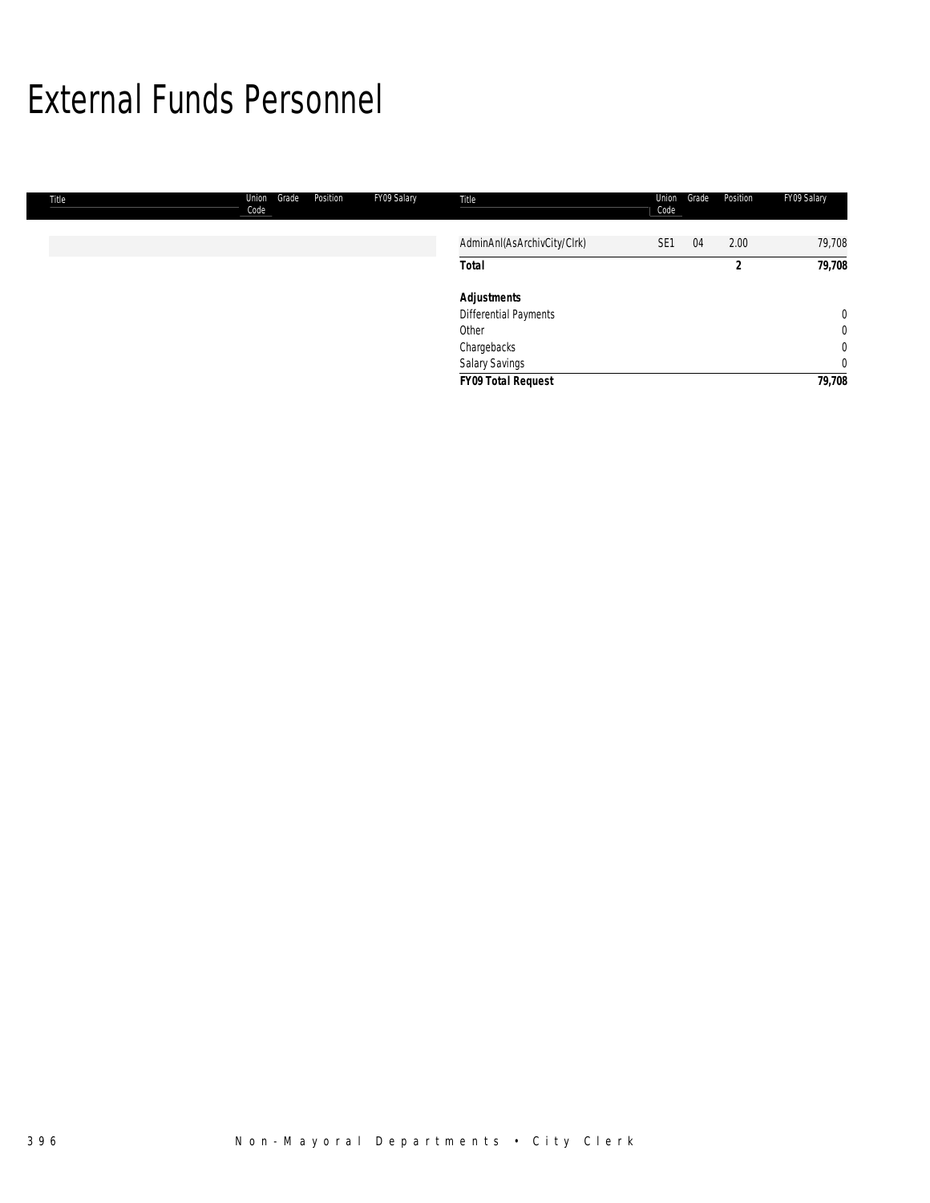# External Funds Personnel

| Title | Union Code | Grade | Position | FY09 Salary |
|---|---|---|---|---|
| AdminAnl(AsArchivCity/Clrk) | SE1 | 04 | 2.00 | 79,708 |
| **Total** | | | **2** | **79,708** |
| ***Adjustments*** | | | | |
| Differential Payments | | | | 0 |
| Other | | | | 0 |
| Chargebacks | | | | 0 |
| Salary Savings | | | | 0 |
| ***FY09 Total Request*** | | | | **79,708** |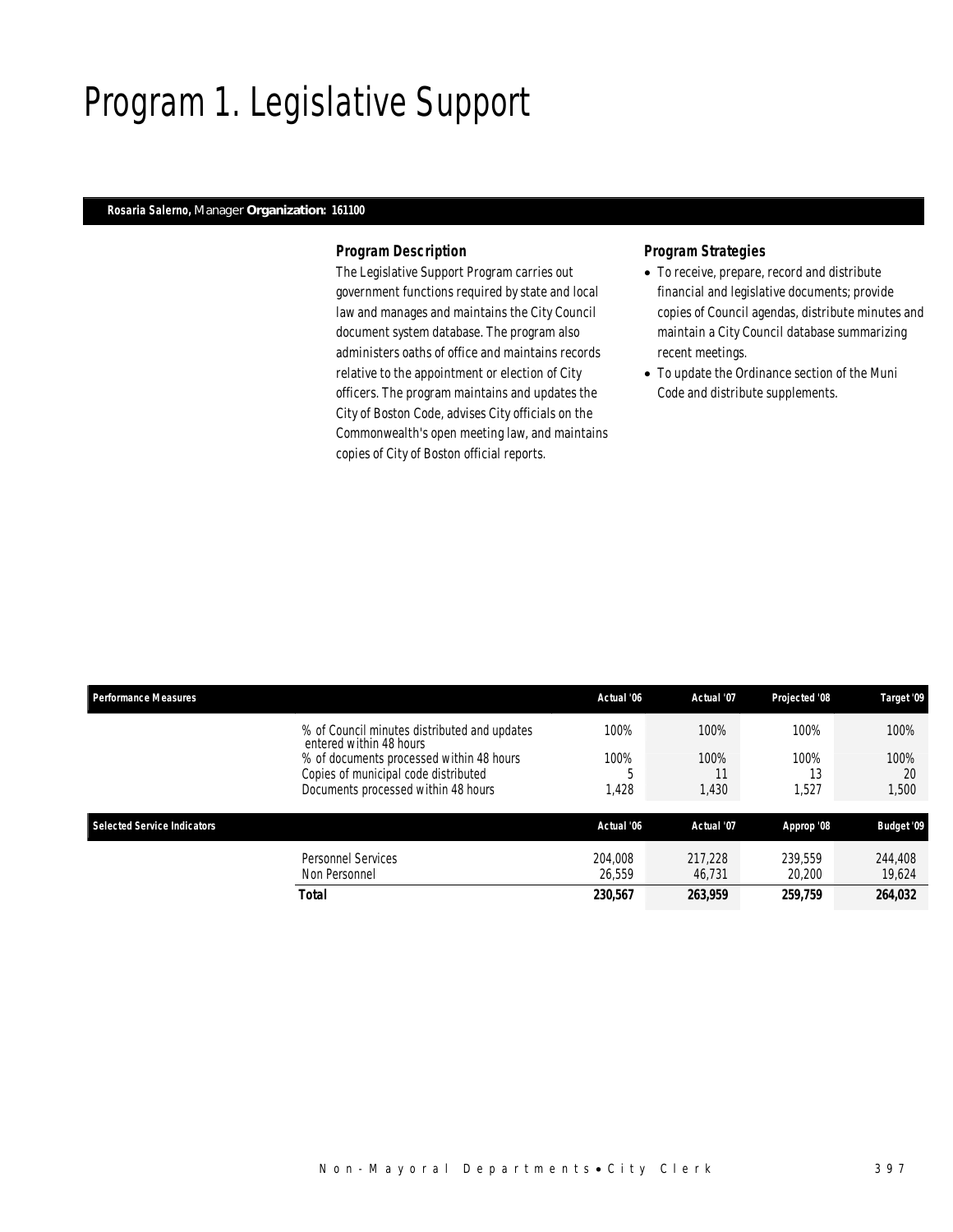# Program 1. Legislative Support

**Rosaria Salerno,** Manager **Organization: 161100**

### *Program Description*

The Legislative Support Program carries out government functions required by state and local law and manages and maintains the City Council document system database. The program also administers oaths of office and maintains records relative to the appointment or election of City officers. The program maintains and updates the City of Boston Code, advises City officials on the Commonwealth's open meeting law, and maintains copies of City of Boston official reports.

### *Program Strategies*

- To receive, prepare, record and distribute financial and legislative documents; provide copies of Council agendas, distribute minutes and maintain a City Council database summarizing recent meetings.
- To update the Ordinance section of the Muni Code and distribute supplements.

| Performance Measures | Actual '06 | Actual '07 | Projected '08 | Target '09 |
|---|---|---|---|---|
| % of Council minutes distributed and updates entered within 48 hours | 100% | 100% | 100% | 100% |
| % of documents processed within 48 hours | 100% | 100% | 100% | 100% |
| Copies of municipal code distributed | 5 | 11 | 13 | 20 |
| Documents processed within 48 hours | 1,428 | 1,430 | 1,527 | 1,500 |

| Selected Service Indicators | Actual '06 | Actual '07 | Approp '08 | Budget '09 |
|---|---|---|---|---|
| Personnel Services | 204,008 | 217,228 | 239,559 | 244,408 |
| Non Personnel | 26,559 | 46,731 | 20,200 | 19,624 |
| **Total** | **230,567** | **263,959** | **259,759** | **264,032** |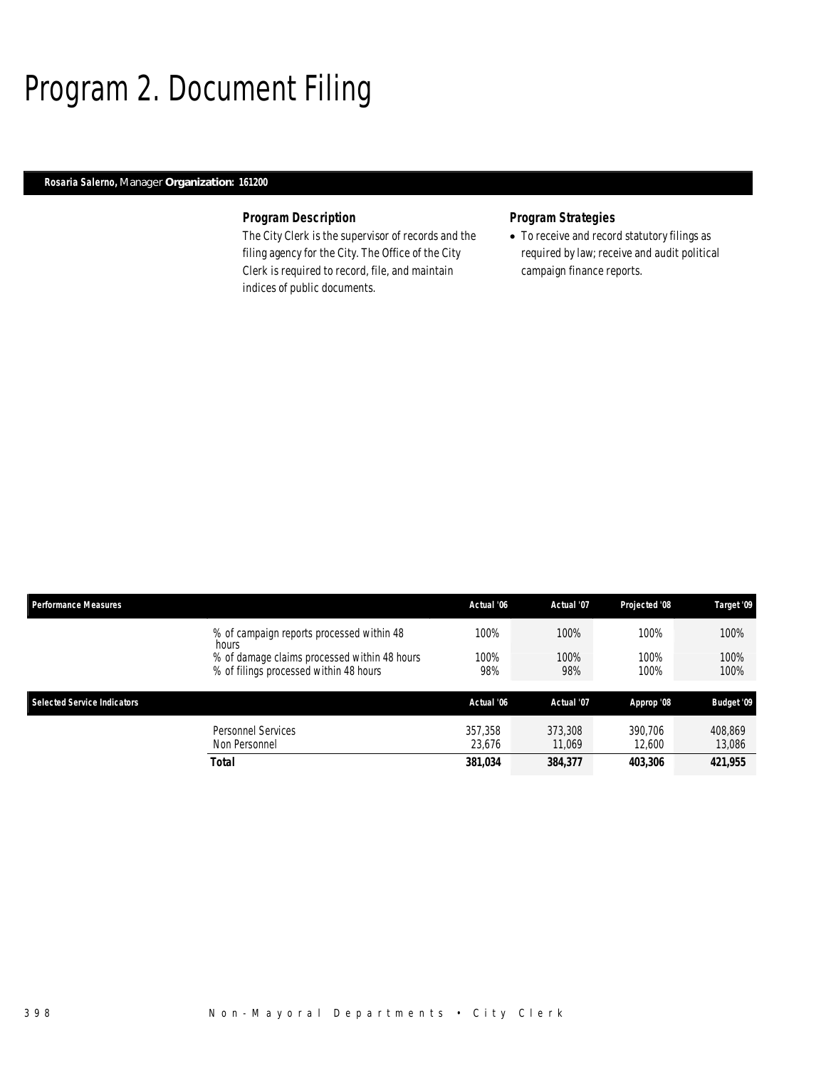# Program 2. Document Filing

**Rosaria Salerno,** Manager **Organization: 161200**

### Program Description

The City Clerk is the supervisor of records and the filing agency for the City. The Office of the City Clerk is required to record, file, and maintain indices of public documents.

### Program Strategies

- To receive and record statutory filings as required by law; receive and audit political campaign finance reports.

| Performance Measures | | Actual '06 | Actual '07 | Projected '08 | Target '09 |
|---|---|---|---|---|---|
| | % of campaign reports processed within 48 hours | 100% | 100% | 100% | 100% |
| | % of damage claims processed within 48 hours | 100% | 100% | 100% | 100% |
| | % of filings processed within 48 hours | 98% | 98% | 100% | 100% |

| Selected Service Indicators | | Actual '06 | Actual '07 | Approp '08 | Budget '09 |
|---|---|---|---|---|---|
| | Personnel Services | 357,358 | 373,308 | 390,706 | 408,869 |
| | Non Personnel | 23,676 | 11,069 | 12,600 | 13,086 |
| | **Total** | **381,034** | **384,377** | **403,306** | **421,955** |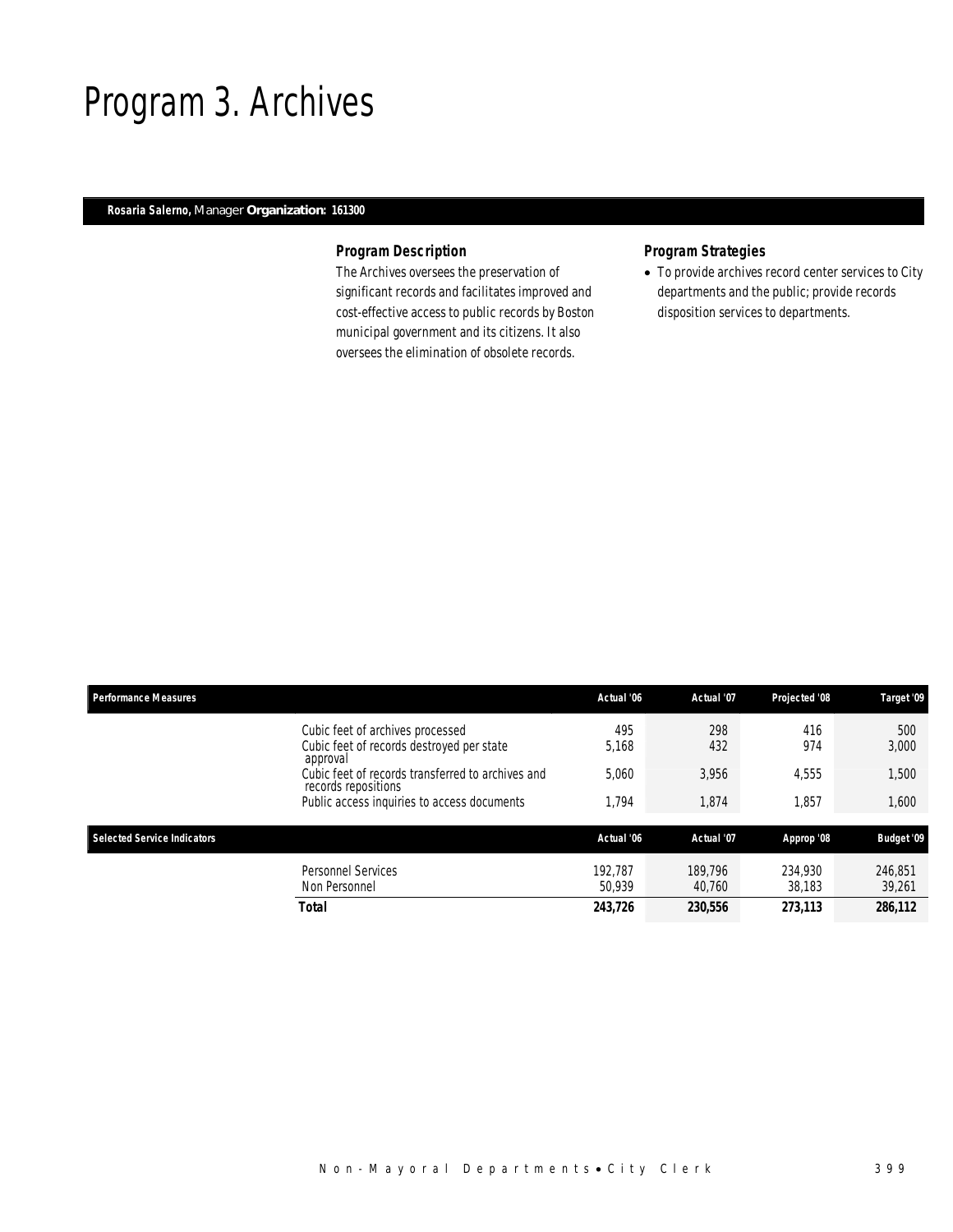# Program 3. Archives

**Rosaria Salerno,** Manager **Organization: 161300**

### Program Description

The Archives oversees the preservation of significant records and facilitates improved and cost-effective access to public records by Boston municipal government and its citizens. It also oversees the elimination of obsolete records.

### Program Strategies

- To provide archives record center services to City departments and the public; provide records disposition services to departments.

| Performance Measures | Actual '06 | Actual '07 | Projected '08 | Target '09 |
|---|---|---|---|---|
| Cubic feet of archives processed | 495 | 298 | 416 | 500 |
| Cubic feet of records destroyed per state approval | 5,168 | 432 | 974 | 3,000 |
| Cubic feet of records transferred to archives and records repositions | 5,060 | 3,956 | 4,555 | 1,500 |
| Public access inquiries to access documents | 1,794 | 1,874 | 1,857 | 1,600 |

| Selected Service Indicators | Actual '06 | Actual '07 | Approp '08 | Budget '09 |
|---|---|---|---|---|
| Personnel Services | 192,787 | 189,796 | 234,930 | 246,851 |
| Non Personnel | 50,939 | 40,760 | 38,183 | 39,261 |
| **Total** | **243,726** | **230,556** | **273,113** | **286,112** |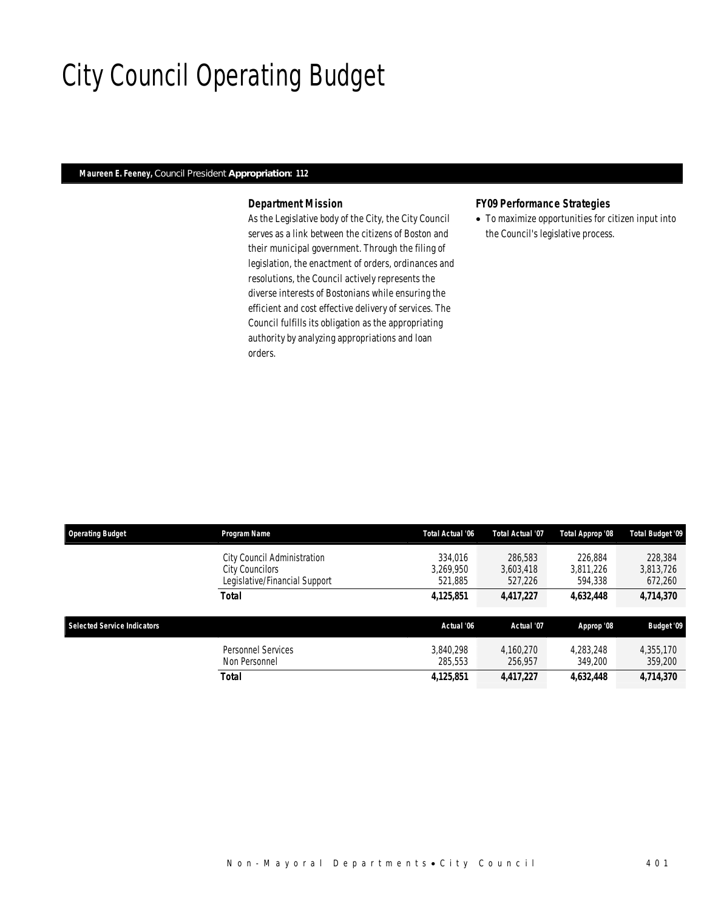# City Council Operating Budget

**Maureen E. Feeney,** Council President **Appropriation: 112**

### Department Mission

As the Legislative body of the City, the City Council serves as a link between the citizens of Boston and their municipal government. Through the filing of legislation, the enactment of orders, ordinances and resolutions, the Council actively represents the diverse interests of Bostonians while ensuring the efficient and cost effective delivery of services. The Council fulfills its obligation as the appropriating authority by analyzing appropriations and loan orders.

### FY09 Performance Strategies

- To maximize opportunities for citizen input into the Council's legislative process.

| Operating Budget | Program Name | Total Actual '06 | Total Actual '07 | Total Approp '08 | Total Budget '09 |
|---|---|---|---|---|---|
| | City Council Administration | 334,016 | 286,583 | 226,884 | 228,384 |
| | City Councilors | 3,269,950 | 3,603,418 | 3,811,226 | 3,813,726 |
| | Legislative/Financial Support | 521,885 | 527,226 | 594,338 | 672,260 |
| | **Total** | **4,125,851** | **4,417,227** | **4,632,448** | **4,714,370** |

| Selected Service Indicators | | Actual '06 | Actual '07 | Approp '08 | Budget '09 |
|---|---|---|---|---|---|
| | Personnel Services | 3,840,298 | 4,160,270 | 4,283,248 | 4,355,170 |
| | Non Personnel | 285,553 | 256,957 | 349,200 | 359,200 |
| | **Total** | **4,125,851** | **4,417,227** | **4,632,448** | **4,714,370** |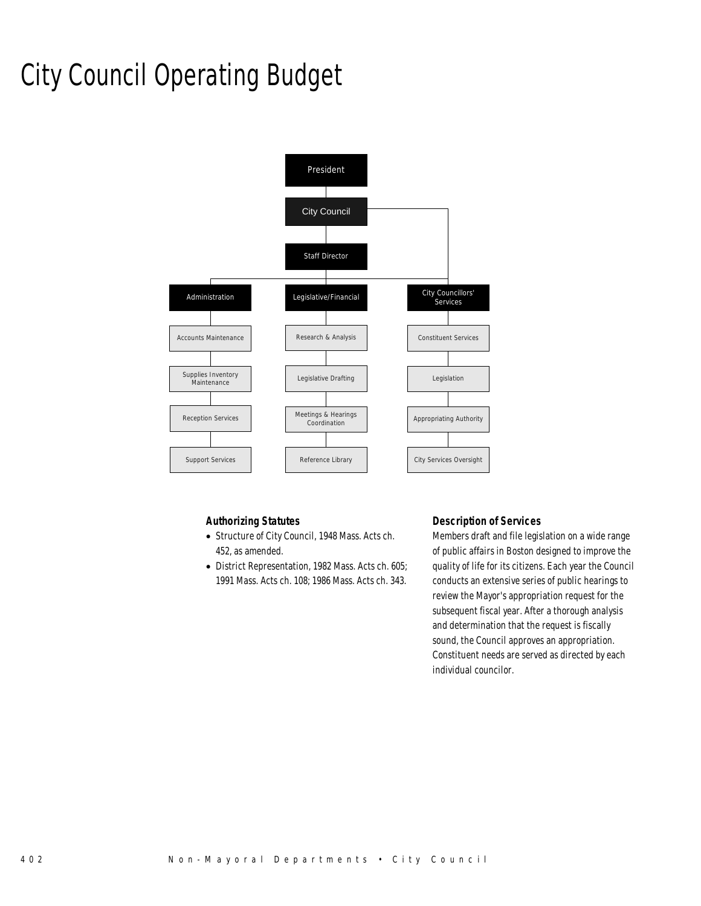# City Council Operating Budget

President

City Council

Staff Director

- Administration
  - Accounts Maintenance
  - Supplies Inventory Maintenance
  - Reception Services
  - Support Services
- Legislative/Financial
  - Research & Analysis
  - Legislative Drafting
  - Meetings & Hearings Coordination
  - Reference Library
- City Councillors' Services
  - Constituent Services
  - Legislation
  - Appropriating Authority
  - City Services Oversight

### Authorizing Statutes

- Structure of City Council, 1948 Mass. Acts ch. 452, as amended.
- District Representation, 1982 Mass. Acts ch. 605; 1991 Mass. Acts ch. 108; 1986 Mass. Acts ch. 343.

### Description of Services

Members draft and file legislation on a wide range of public affairs in Boston designed to improve the quality of life for its citizens. Each year the Council conducts an extensive series of public hearings to review the Mayor's appropriation request for the subsequent fiscal year. After a thorough analysis and determination that the request is fiscally sound, the Council approves an appropriation. Constituent needs are served as directed by each individual councilor.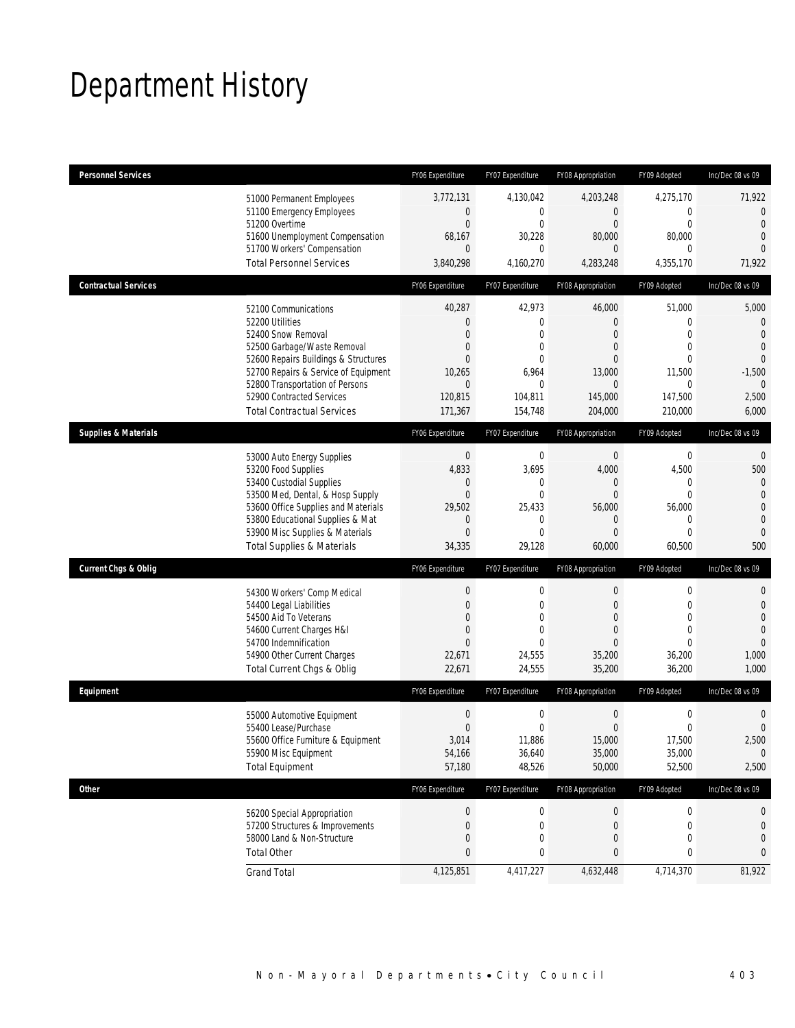# Department History

| Personnel Services | FY06 Expenditure | FY07 Expenditure | FY08 Appropriation | FY09 Adopted | Inc/Dec 08 vs 09 |
|---|---|---|---|---|---|
| 51000 Permanent Employees | 3,772,131 | 4,130,042 | 4,203,248 | 4,275,170 | 71,922 |
| 51100 Emergency Employees | 0 | 0 | 0 | 0 | 0 |
| 51200 Overtime | 0 | 0 | 0 | 0 | 0 |
| 51600 Unemployment Compensation | 68,167 | 30,228 | 80,000 | 80,000 | 0 |
| 51700 Workers' Compensation | 0 | 0 | 0 | 0 | 0 |
| Total Personnel Services | 3,840,298 | 4,160,270 | 4,283,248 | 4,355,170 | 71,922 |
| **Contractual Services** | FY06 Expenditure | FY07 Expenditure | FY08 Appropriation | FY09 Adopted | Inc/Dec 08 vs 09 |
| 52100 Communications | 40,287 | 42,973 | 46,000 | 51,000 | 5,000 |
| 52200 Utilities | 0 | 0 | 0 | 0 | 0 |
| 52400 Snow Removal | 0 | 0 | 0 | 0 | 0 |
| 52500 Garbage/Waste Removal | 0 | 0 | 0 | 0 | 0 |
| 52600 Repairs Buildings & Structures | 0 | 0 | 0 | 0 | 0 |
| 52700 Repairs & Service of Equipment | 10,265 | 6,964 | 13,000 | 11,500 | -1,500 |
| 52800 Transportation of Persons | 0 | 0 | 0 | 0 | 0 |
| 52900 Contracted Services | 120,815 | 104,811 | 145,000 | 147,500 | 2,500 |
| Total Contractual Services | 171,367 | 154,748 | 204,000 | 210,000 | 6,000 |
| **Supplies & Materials** | FY06 Expenditure | FY07 Expenditure | FY08 Appropriation | FY09 Adopted | Inc/Dec 08 vs 09 |
| 53000 Auto Energy Supplies | 0 | 0 | 0 | 0 | 0 |
| 53200 Food Supplies | 4,833 | 3,695 | 4,000 | 4,500 | 500 |
| 53400 Custodial Supplies | 0 | 0 | 0 | 0 | 0 |
| 53500 Med, Dental, & Hosp Supply | 0 | 0 | 0 | 0 | 0 |
| 53600 Office Supplies and Materials | 29,502 | 25,433 | 56,000 | 56,000 | 0 |
| 53800 Educational Supplies & Mat | 0 | 0 | 0 | 0 | 0 |
| 53900 Misc Supplies & Materials | 0 | 0 | 0 | 0 | 0 |
| Total Supplies & Materials | 34,335 | 29,128 | 60,000 | 60,500 | 500 |
| **Current Chgs & Oblig** | FY06 Expenditure | FY07 Expenditure | FY08 Appropriation | FY09 Adopted | Inc/Dec 08 vs 09 |
| 54300 Workers' Comp Medical | 0 | 0 | 0 | 0 | 0 |
| 54400 Legal Liabilities | 0 | 0 | 0 | 0 | 0 |
| 54500 Aid To Veterans | 0 | 0 | 0 | 0 | 0 |
| 54600 Current Charges H&I | 0 | 0 | 0 | 0 | 0 |
| 54700 Indemnification | 0 | 0 | 0 | 0 | 0 |
| 54900 Other Current Charges | 22,671 | 24,555 | 35,200 | 36,200 | 1,000 |
| Total Current Chgs & Oblig | 22,671 | 24,555 | 35,200 | 36,200 | 1,000 |
| **Equipment** | FY06 Expenditure | FY07 Expenditure | FY08 Appropriation | FY09 Adopted | Inc/Dec 08 vs 09 |
| 55000 Automotive Equipment | 0 | 0 | 0 | 0 | 0 |
| 55400 Lease/Purchase | 0 | 0 | 0 | 0 | 0 |
| 55600 Office Furniture & Equipment | 3,014 | 11,886 | 15,000 | 17,500 | 2,500 |
| 55900 Misc Equipment | 54,166 | 36,640 | 35,000 | 35,000 | 0 |
| Total Equipment | 57,180 | 48,526 | 50,000 | 52,500 | 2,500 |
| **Other** | FY06 Expenditure | FY07 Expenditure | FY08 Appropriation | FY09 Adopted | Inc/Dec 08 vs 09 |
| 56200 Special Appropriation | 0 | 0 | 0 | 0 | 0 |
| 57200 Structures & Improvements | 0 | 0 | 0 | 0 | 0 |
| 58000 Land & Non-Structure | 0 | 0 | 0 | 0 | 0 |
| Total Other | 0 | 0 | 0 | 0 | 0 |
| Grand Total | 4,125,851 | 4,417,227 | 4,632,448 | 4,714,370 | 81,922 |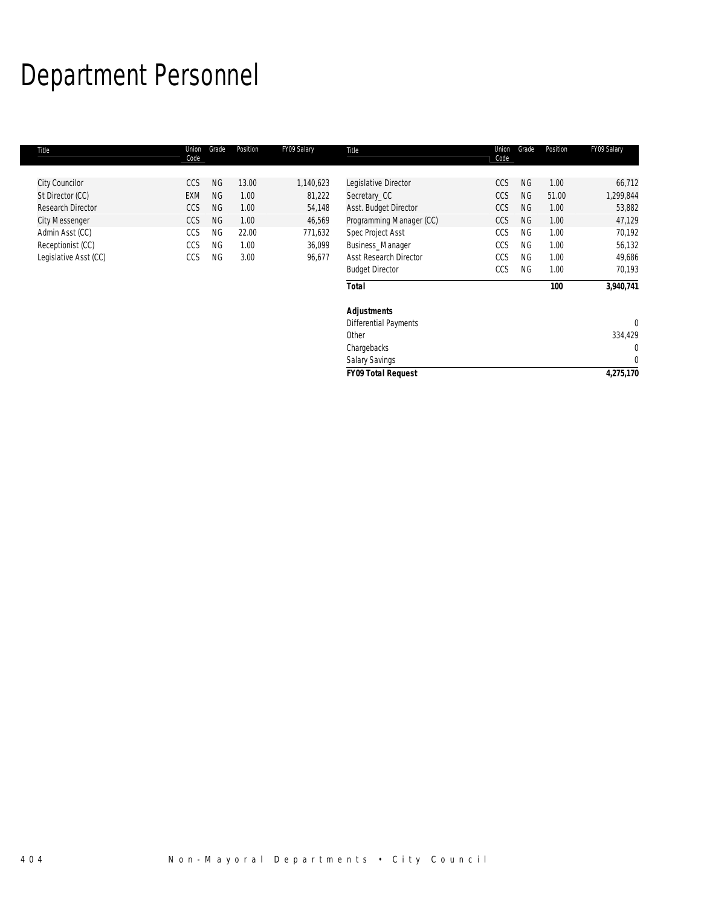# Department Personnel

| Title | Union Code | Grade | Position | FY09 Salary | Title | Union Code | Grade | Position | FY09 Salary |
|---|---|---|---|---|---|---|---|---|---|
| City Councilor | CCS | NG | 13.00 | 1,140,623 | Legislative Director | CCS | NG | 1.00 | 66,712 |
| St Director (CC) | EXM | NG | 1.00 | 81,222 | Secretary_CC | CCS | NG | 51.00 | 1,299,844 |
| Research Director | CCS | NG | 1.00 | 54,148 | Asst. Budget Director | CCS | NG | 1.00 | 53,882 |
| City Messenger | CCS | NG | 1.00 | 46,569 | Programming Manager (CC) | CCS | NG | 1.00 | 47,129 |
| Admin Asst (CC) | CCS | NG | 22.00 | 771,632 | Spec Project Asst | CCS | NG | 1.00 | 70,192 |
| Receptionist (CC) | CCS | NG | 1.00 | 36,099 | Business_Manager | CCS | NG | 1.00 | 56,132 |
| Legislative Asst (CC) | CCS | NG | 3.00 | 96,677 | Asst Research Director | CCS | NG | 1.00 | 49,686 |
| | | | | | Budget Director | CCS | NG | 1.00 | 70,193 |
| | | | | | **Total** | | | **100** | **3,940,741** |
| | | | | | **Adjustments** | | | | |
| | | | | | Differential Payments | | | | 0 |
| | | | | | Other | | | | 334,429 |
| | | | | | Chargebacks | | | | 0 |
| | | | | | Salary Savings | | | | 0 |
| | | | | | **FY09 Total Request** | | | | **4,275,170** |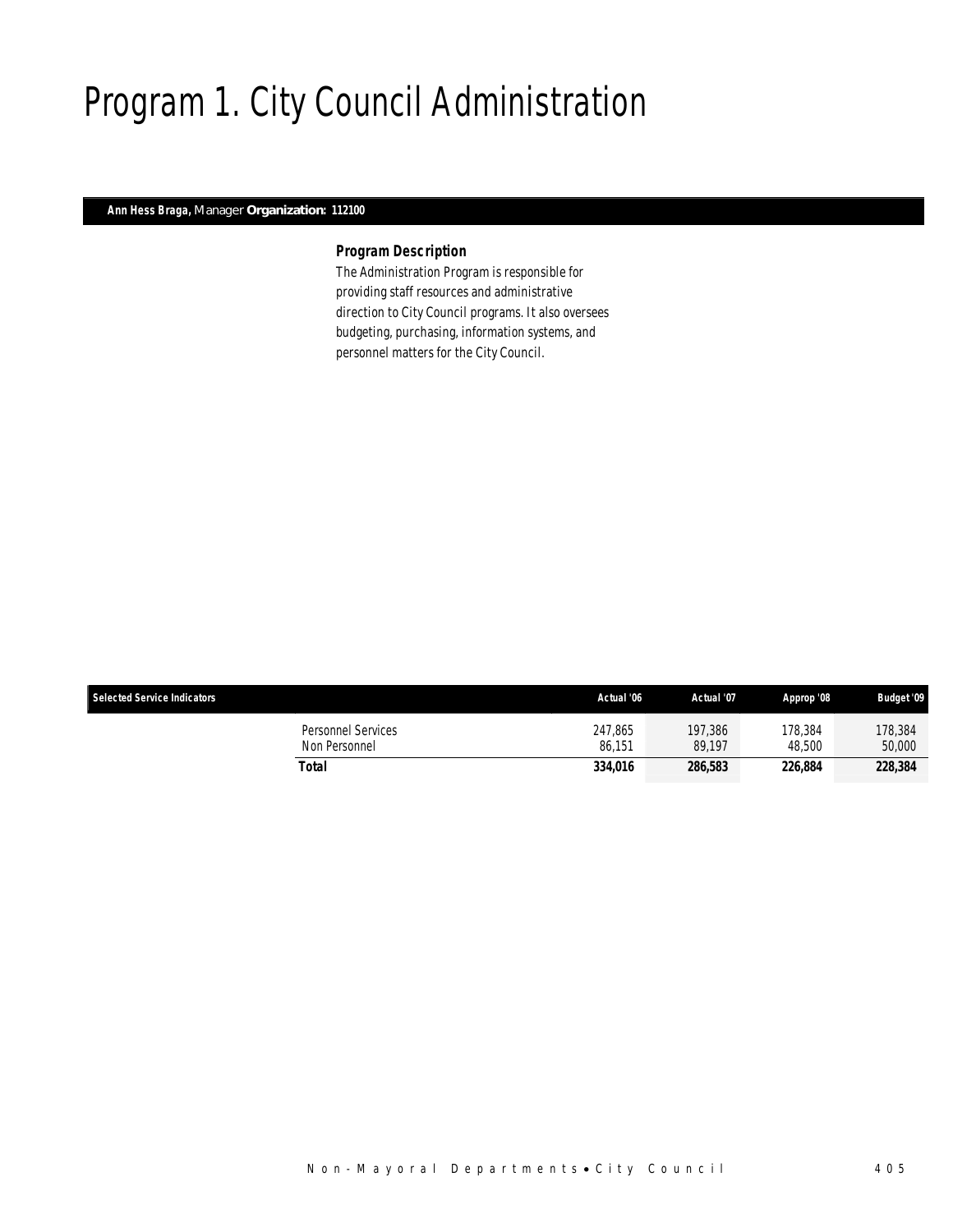# Program 1. City Council Administration

**Ann Hess Braga,** Manager **Organization: 112100**

### *Program Description*

The Administration Program is responsible for providing staff resources and administrative direction to City Council programs. It also oversees budgeting, purchasing, information systems, and personnel matters for the City Council.

| Selected Service Indicators | | Actual '06 | Actual '07 | Approp '08 | Budget '09 |
|---|---|---|---|---|---|
| | Personnel Services | 247,865 | 197,386 | 178,384 | 178,384 |
| | Non Personnel | 86,151 | 89,197 | 48,500 | 50,000 |
| | **Total** | **334,016** | **286,583** | **226,884** | **228,384** |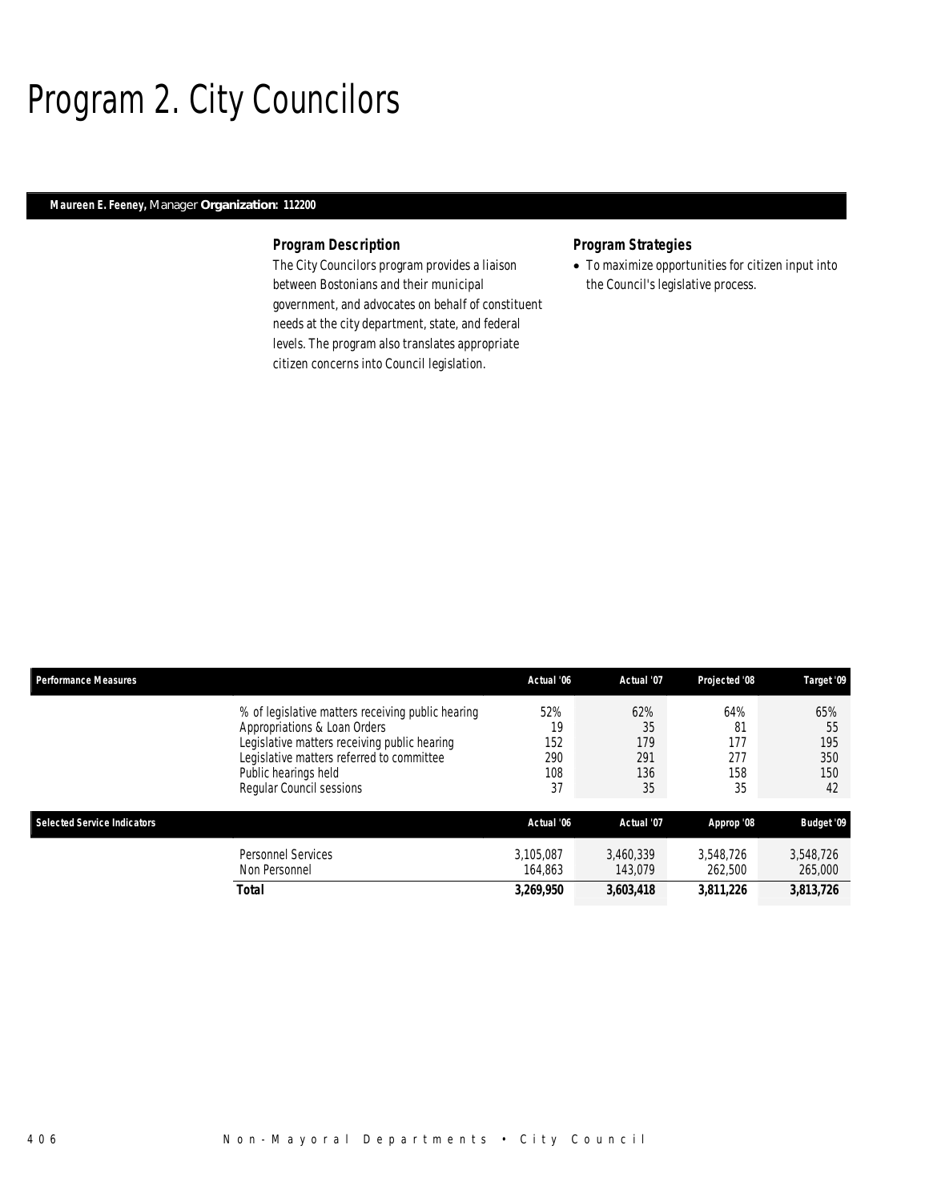# Program 2. City Councilors

**Maureen E. Feeney,** Manager **Organization: 112200**

### Program Description

The City Councilors program provides a liaison between Bostonians and their municipal government, and advocates on behalf of constituent needs at the city department, state, and federal levels. The program also translates appropriate citizen concerns into Council legislation.

### Program Strategies

- To maximize opportunities for citizen input into the Council's legislative process.

| Performance Measures | | Actual '06 | Actual '07 | Projected '08 | Target '09 |
|---|---|---|---|---|---|
| | % of legislative matters receiving public hearing | 52% | 62% | 64% | 65% |
| | Appropriations & Loan Orders | 19 | 35 | 81 | 55 |
| | Legislative matters receiving public hearing | 152 | 179 | 177 | 195 |
| | Legislative matters referred to committee | 290 | 291 | 277 | 350 |
| | Public hearings held | 108 | 136 | 158 | 150 |
| | Regular Council sessions | 37 | 35 | 35 | 42 |

| Selected Service Indicators | | Actual '06 | Actual '07 | Approp '08 | Budget '09 |
|---|---|---|---|---|---|
| | Personnel Services | 3,105,087 | 3,460,339 | 3,548,726 | 3,548,726 |
| | Non Personnel | 164,863 | 143,079 | 262,500 | 265,000 |
| | **Total** | **3,269,950** | **3,603,418** | **3,811,226** | **3,813,726** |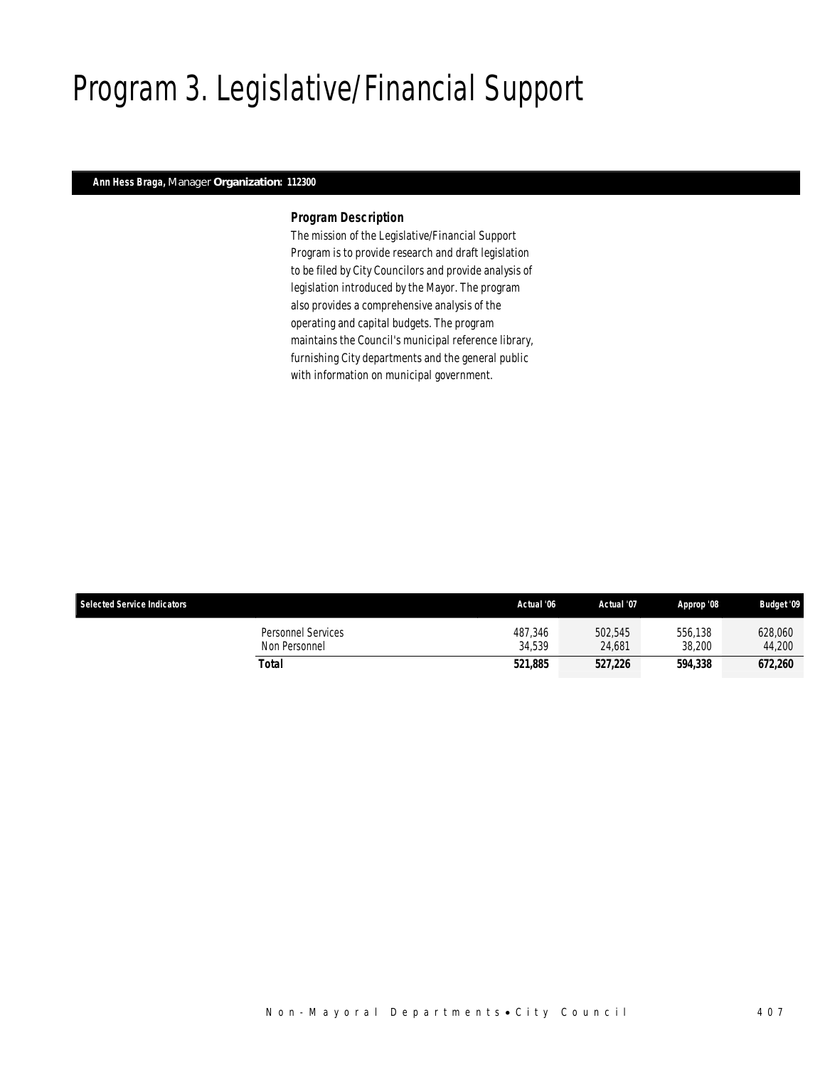# Program 3. Legislative/Financial Support

**Ann Hess Braga,** Manager **Organization: 112300**

### *Program Description*

The mission of the Legislative/Financial Support Program is to provide research and draft legislation to be filed by City Councilors and provide analysis of legislation introduced by the Mayor. The program also provides a comprehensive analysis of the operating and capital budgets. The program maintains the Council's municipal reference library, furnishing City departments and the general public with information on municipal government.

| Selected Service Indicators | | Actual '06 | Actual '07 | Approp '08 | Budget '09 |
|---|---|---|---|---|---|
| | Personnel Services | 487,346 | 502,545 | 556,138 | 628,060 |
| | Non Personnel | 34,539 | 24,681 | 38,200 | 44,200 |
| | **Total** | **521,885** | **527,226** | **594,338** | **672,260** |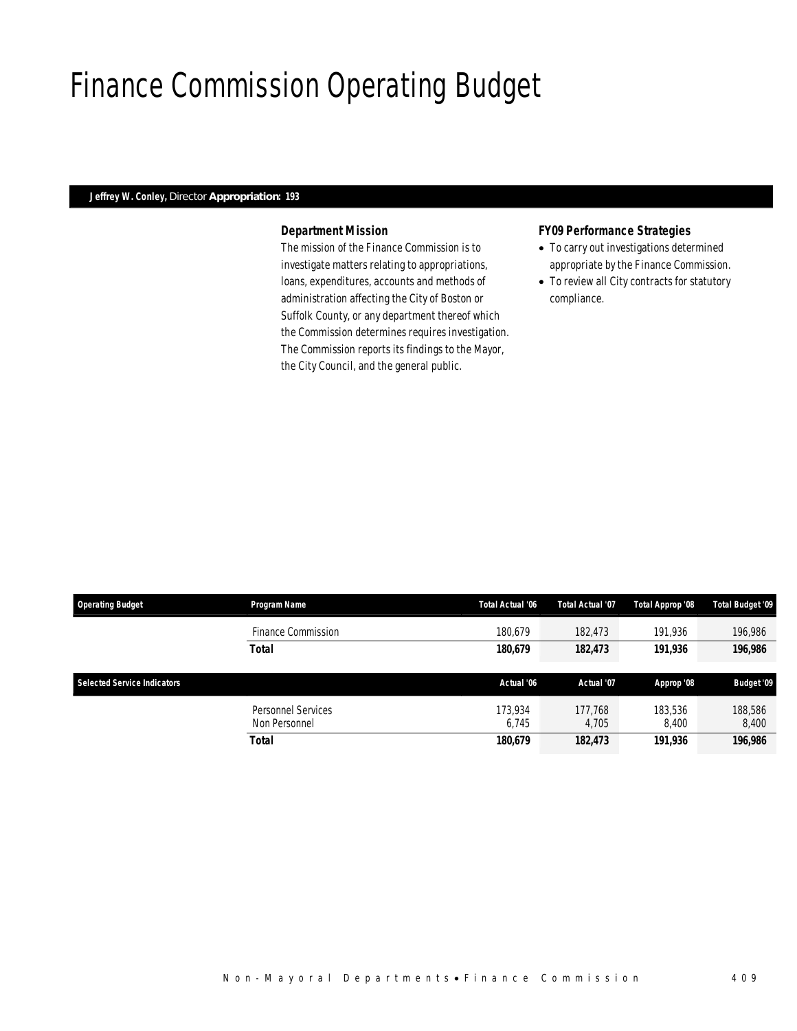# Finance Commission Operating Budget

**Jeffrey W. Conley,** Director **Appropriation: 193**

### *Department Mission*

*The mission of the Finance Commission is to investigate matters relating to appropriations, loans, expenditures, accounts and methods of administration affecting the City of Boston or Suffolk County, or any department thereof which the Commission determines requires investigation. The Commission reports its findings to the Mayor, the City Council, and the general public.*

### *FY09 Performance Strategies*

- *To carry out investigations determined appropriate by the Finance Commission.*
- *To review all City contracts for statutory compliance.*

| Operating Budget | Program Name | Total Actual '06 | Total Actual '07 | Total Approp '08 | Total Budget '09 |
|---|---|---|---|---|---|
| | Finance Commission | 180,679 | 182,473 | 191,936 | 196,986 |
| | **Total** | **180,679** | **182,473** | **191,936** | **196,986** |

| Selected Service Indicators | | Actual '06 | Actual '07 | Approp '08 | Budget '09 |
|---|---|---|---|---|---|
| | Personnel Services | 173,934 | 177,768 | 183,536 | 188,586 |
| | Non Personnel | 6,745 | 4,705 | 8,400 | 8,400 |
| | **Total** | **180,679** | **182,473** | **191,936** | **196,986** |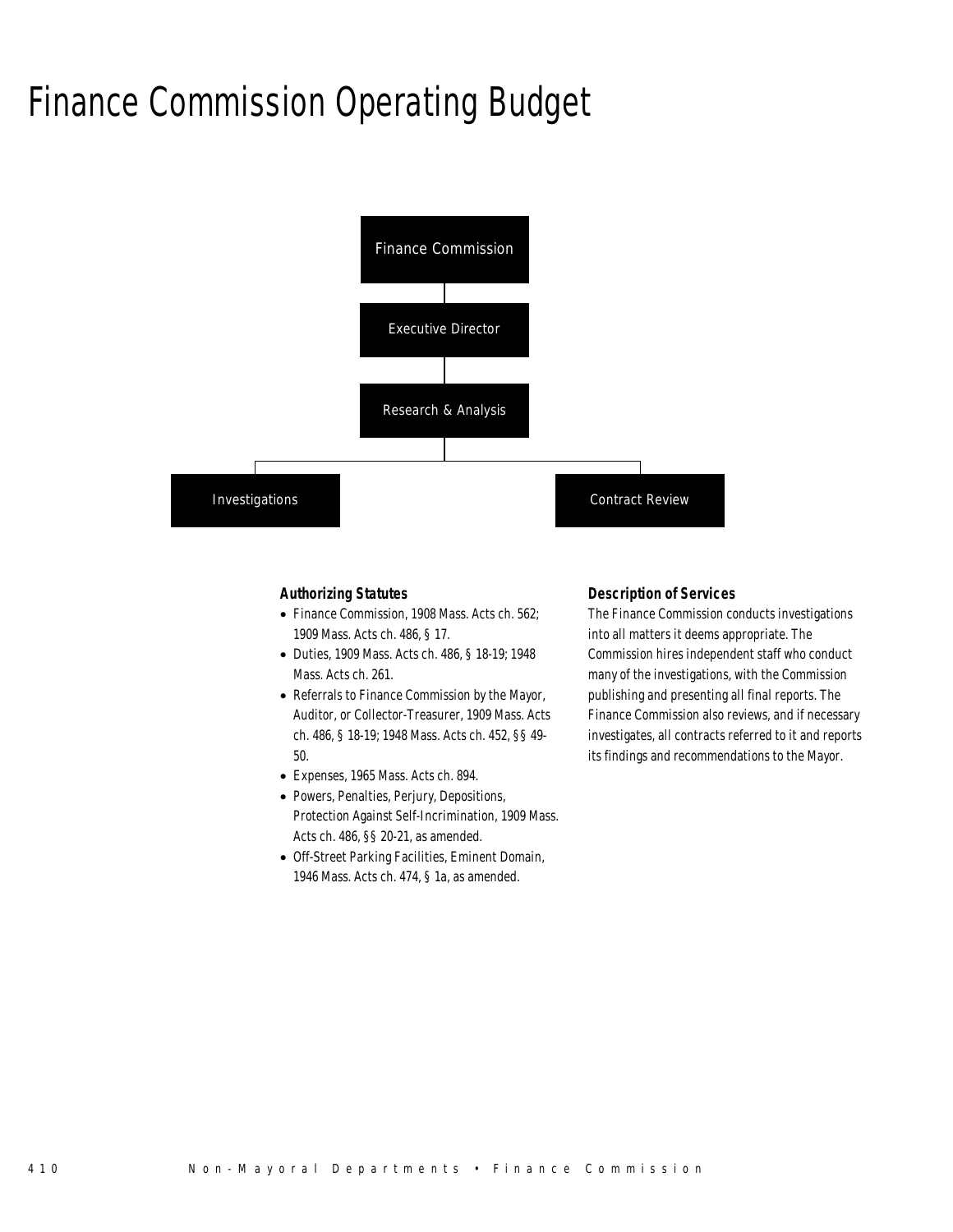# Finance Commission Operating Budget

Finance Commission

Executive Director

Research & Analysis

Investigations

Contract Review

***Authorizing Statutes***

- *Finance Commission, 1908 Mass. Acts ch. 562; 1909 Mass. Acts ch. 486, § 17.*
- *Duties, 1909 Mass. Acts ch. 486, § 18-19; 1948 Mass. Acts ch. 261.*
- *Referrals to Finance Commission by the Mayor, Auditor, or Collector-Treasurer, 1909 Mass. Acts ch. 486, § 18-19; 1948 Mass. Acts ch. 452, §§ 49-50.*
- *Expenses, 1965 Mass. Acts ch. 894.*
- *Powers, Penalties, Perjury, Depositions, Protection Against Self-Incrimination, 1909 Mass. Acts ch. 486, §§ 20-21, as amended.*
- *Off-Street Parking Facilities, Eminent Domain, 1946 Mass. Acts ch. 474, § 1a, as amended.*

***Description of Services***

*The Finance Commission conducts investigations into all matters it deems appropriate. The Commission hires independent staff who conduct many of the investigations, with the Commission publishing and presenting all final reports. The Finance Commission also reviews, and if necessary investigates, all contracts referred to it and reports its findings and recommendations to the Mayor.*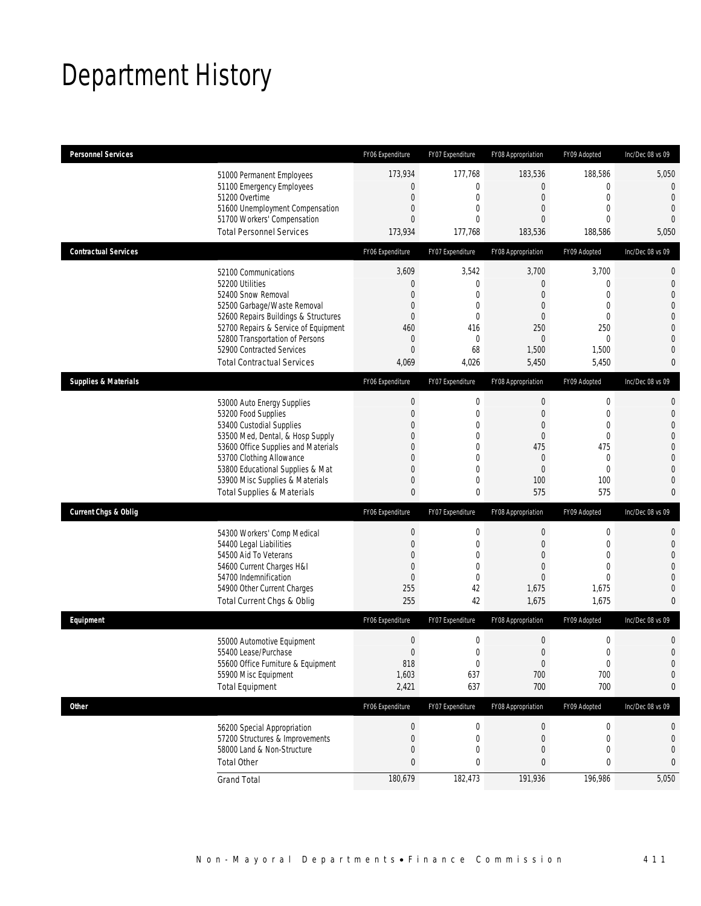# Department History

| Personnel Services | FY06 Expenditure | FY07 Expenditure | FY08 Appropriation | FY09 Adopted | Inc/Dec 08 vs 09 |
|---|---|---|---|---|---|
| 51000 Permanent Employees | 173,934 | 177,768 | 183,536 | 188,586 | 5,050 |
| 51100 Emergency Employees | 0 | 0 | 0 | 0 | 0 |
| 51200 Overtime | 0 | 0 | 0 | 0 | 0 |
| 51600 Unemployment Compensation | 0 | 0 | 0 | 0 | 0 |
| 51700 Workers' Compensation | 0 | 0 | 0 | 0 | 0 |
| Total Personnel Services | 173,934 | 177,768 | 183,536 | 188,586 | 5,050 |

| Contractual Services | FY06 Expenditure | FY07 Expenditure | FY08 Appropriation | FY09 Adopted | Inc/Dec 08 vs 09 |
|---|---|---|---|---|---|
| 52100 Communications | 3,609 | 3,542 | 3,700 | 3,700 | 0 |
| 52200 Utilities | 0 | 0 | 0 | 0 | 0 |
| 52400 Snow Removal | 0 | 0 | 0 | 0 | 0 |
| 52500 Garbage/Waste Removal | 0 | 0 | 0 | 0 | 0 |
| 52600 Repairs Buildings & Structures | 0 | 0 | 0 | 0 | 0 |
| 52700 Repairs & Service of Equipment | 460 | 416 | 250 | 250 | 0 |
| 52800 Transportation of Persons | 0 | 0 | 0 | 0 | 0 |
| 52900 Contracted Services | 0 | 68 | 1,500 | 1,500 | 0 |
| Total Contractual Services | 4,069 | 4,026 | 5,450 | 5,450 | 0 |

| Supplies & Materials | FY06 Expenditure | FY07 Expenditure | FY08 Appropriation | FY09 Adopted | Inc/Dec 08 vs 09 |
|---|---|---|---|---|---|
| 53000 Auto Energy Supplies | 0 | 0 | 0 | 0 | 0 |
| 53200 Food Supplies | 0 | 0 | 0 | 0 | 0 |
| 53400 Custodial Supplies | 0 | 0 | 0 | 0 | 0 |
| 53500 Med, Dental, & Hosp Supply | 0 | 0 | 0 | 0 | 0 |
| 53600 Office Supplies and Materials | 0 | 0 | 475 | 475 | 0 |
| 53700 Clothing Allowance | 0 | 0 | 0 | 0 | 0 |
| 53800 Educational Supplies & Mat | 0 | 0 | 0 | 0 | 0 |
| 53900 Misc Supplies & Materials | 0 | 0 | 100 | 100 | 0 |
| Total Supplies & Materials | 0 | 0 | 575 | 575 | 0 |

| Current Chgs & Oblig | FY06 Expenditure | FY07 Expenditure | FY08 Appropriation | FY09 Adopted | Inc/Dec 08 vs 09 |
|---|---|---|---|---|---|
| 54300 Workers' Comp Medical | 0 | 0 | 0 | 0 | 0 |
| 54400 Legal Liabilities | 0 | 0 | 0 | 0 | 0 |
| 54500 Aid To Veterans | 0 | 0 | 0 | 0 | 0 |
| 54600 Current Charges H&I | 0 | 0 | 0 | 0 | 0 |
| 54700 Indemnification | 0 | 0 | 0 | 0 | 0 |
| 54900 Other Current Charges | 255 | 42 | 1,675 | 1,675 | 0 |
| Total Current Chgs & Oblig | 255 | 42 | 1,675 | 1,675 | 0 |

| Equipment | FY06 Expenditure | FY07 Expenditure | FY08 Appropriation | FY09 Adopted | Inc/Dec 08 vs 09 |
|---|---|---|---|---|---|
| 55000 Automotive Equipment | 0 | 0 | 0 | 0 | 0 |
| 55400 Lease/Purchase | 0 | 0 | 0 | 0 | 0 |
| 55600 Office Furniture & Equipment | 818 | 0 | 0 | 0 | 0 |
| 55900 Misc Equipment | 1,603 | 637 | 700 | 700 | 0 |
| Total Equipment | 2,421 | 637 | 700 | 700 | 0 |

| Other | FY06 Expenditure | FY07 Expenditure | FY08 Appropriation | FY09 Adopted | Inc/Dec 08 vs 09 |
|---|---|---|---|---|---|
| 56200 Special Appropriation | 0 | 0 | 0 | 0 | 0 |
| 57200 Structures & Improvements | 0 | 0 | 0 | 0 | 0 |
| 58000 Land & Non-Structure | 0 | 0 | 0 | 0 | 0 |
| Total Other | 0 | 0 | 0 | 0 | 0 |
| Grand Total | 180,679 | 182,473 | 191,936 | 196,986 | 5,050 |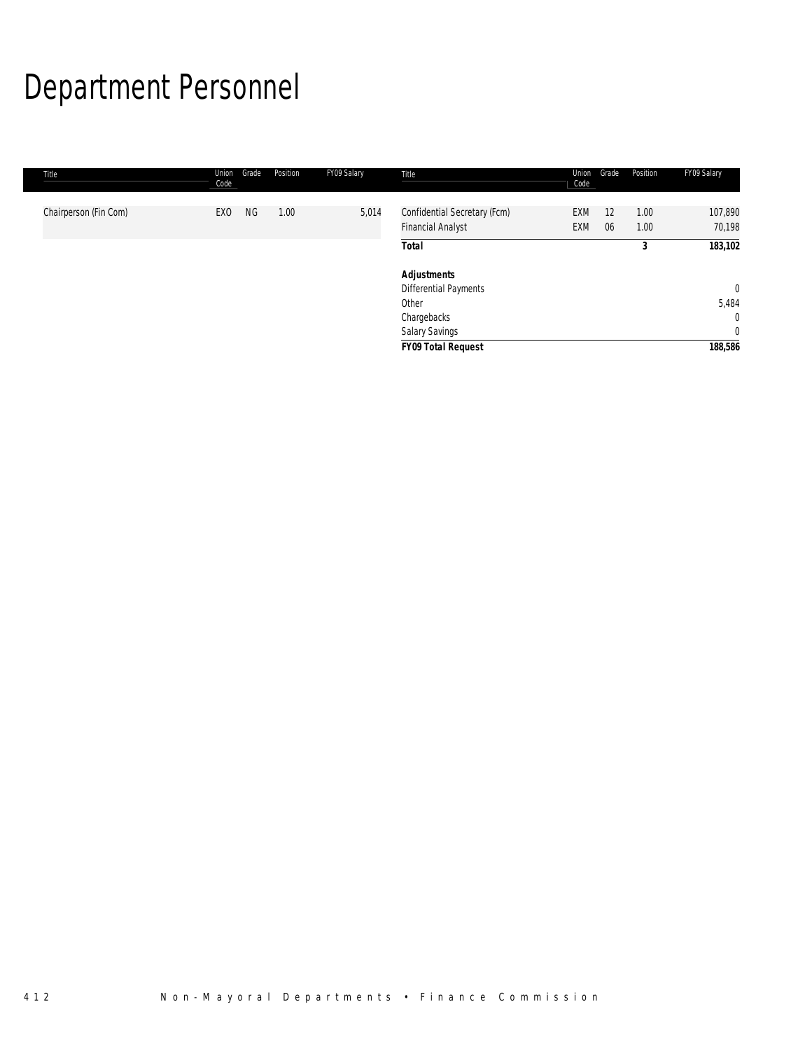# Department Personnel

| Title | Union Code | Grade | Position | FY09 Salary |
|---|---|---|---|---|
| Chairperson (Fin Com) | EXO | NG | 1.00 | 5,014 |
| Confidential Secretary (Fcm) | EXM | 12 | 1.00 | 107,890 |
| Financial Analyst | EXM | 06 | 1.00 | 70,198 |
| **Total** | | | **3** | **183,102** |
| ***Adjustments*** | | | | |
| Differential Payments | | | | 0 |
| Other | | | | 5,484 |
| Chargebacks | | | | 0 |
| Salary Savings | | | | 0 |
| ***FY09 Total Request*** | | | | **188,586** |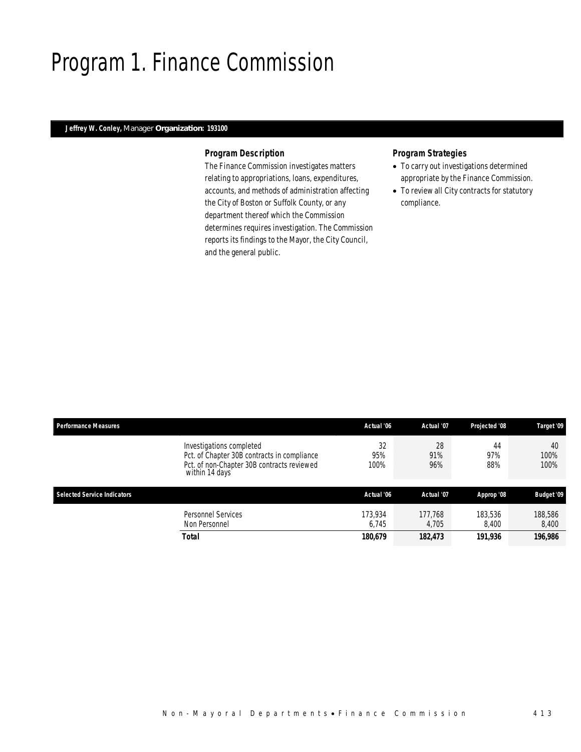# Program 1. Finance Commission

**Jeffrey W. Conley,** Manager **Organization: 193100**

### Program Description

The Finance Commission investigates matters relating to appropriations, loans, expenditures, accounts, and methods of administration affecting the City of Boston or Suffolk County, or any department thereof which the Commission determines requires investigation. The Commission reports its findings to the Mayor, the City Council, and the general public.

### Program Strategies

- To carry out investigations determined appropriate by the Finance Commission.
- To review all City contracts for statutory compliance.

| Performance Measures | Actual '06 | Actual '07 | Projected '08 | Target '09 |
|---|---|---|---|---|
| Investigations completed | 32 | 28 | 44 | 40 |
| Pct. of Chapter 30B contracts in compliance | 95% | 91% | 97% | 100% |
| Pct. of non-Chapter 30B contracts reviewed within 14 days | 100% | 96% | 88% | 100% |

| Selected Service Indicators | Actual '06 | Actual '07 | Approp '08 | Budget '09 |
|---|---|---|---|---|
| Personnel Services | 173,934 | 177,768 | 183,536 | 188,586 |
| Non Personnel | 6,745 | 4,705 | 8,400 | 8,400 |
| **Total** | **180,679** | **182,473** | **191,936** | **196,986** |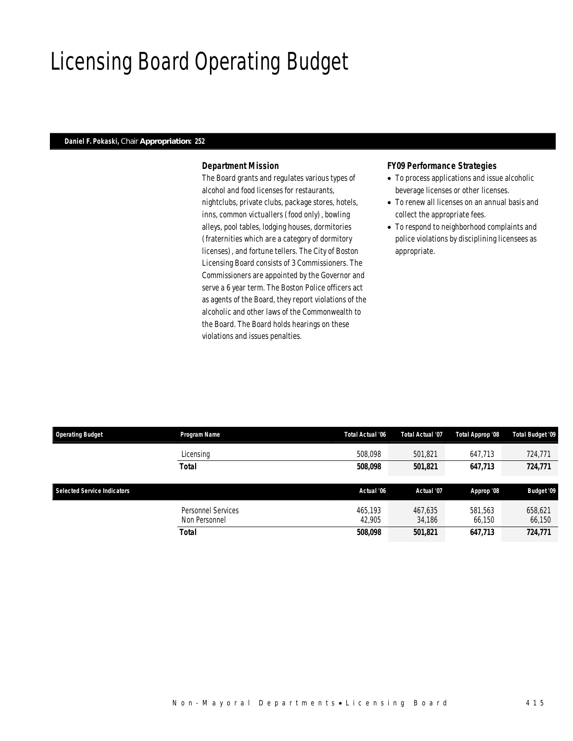# Licensing Board Operating Budget

**Daniel F. Pokaski,** Chair **Appropriation: 252**

### Department Mission

The Board grants and regulates various types of alcohol and food licenses for restaurants, nightclubs, private clubs, package stores, hotels, inns, common victuallers (food only), bowling alleys, pool tables, lodging houses, dormitories (fraternities which are a category of dormitory licenses), and fortune tellers. The City of Boston Licensing Board consists of 3 Commissioners. The Commissioners are appointed by the Governor and serve a 6 year term. The Boston Police officers act as agents of the Board, they report violations of the alcoholic and other laws of the Commonwealth to the Board. The Board holds hearings on these violations and issues penalties.

### FY09 Performance Strategies

- To process applications and issue alcoholic beverage licenses or other licenses.
- To renew all licenses on an annual basis and collect the appropriate fees.
- To respond to neighborhood complaints and police violations by disciplining licensees as appropriate.

| Operating Budget | Program Name | Total Actual '06 | Total Actual '07 | Total Approp '08 | Total Budget '09 |
|---|---|---|---|---|---|
| | Licensing | 508,098 | 501,821 | 647,713 | 724,771 |
| | **Total** | **508,098** | **501,821** | **647,713** | **724,771** |

| Selected Service Indicators | | Actual '06 | Actual '07 | Approp '08 | Budget '09 |
|---|---|---|---|---|---|
| | Personnel Services | 465,193 | 467,635 | 581,563 | 658,621 |
| | Non Personnel | 42,905 | 34,186 | 66,150 | 66,150 |
| | **Total** | **508,098** | **501,821** | **647,713** | **724,771** |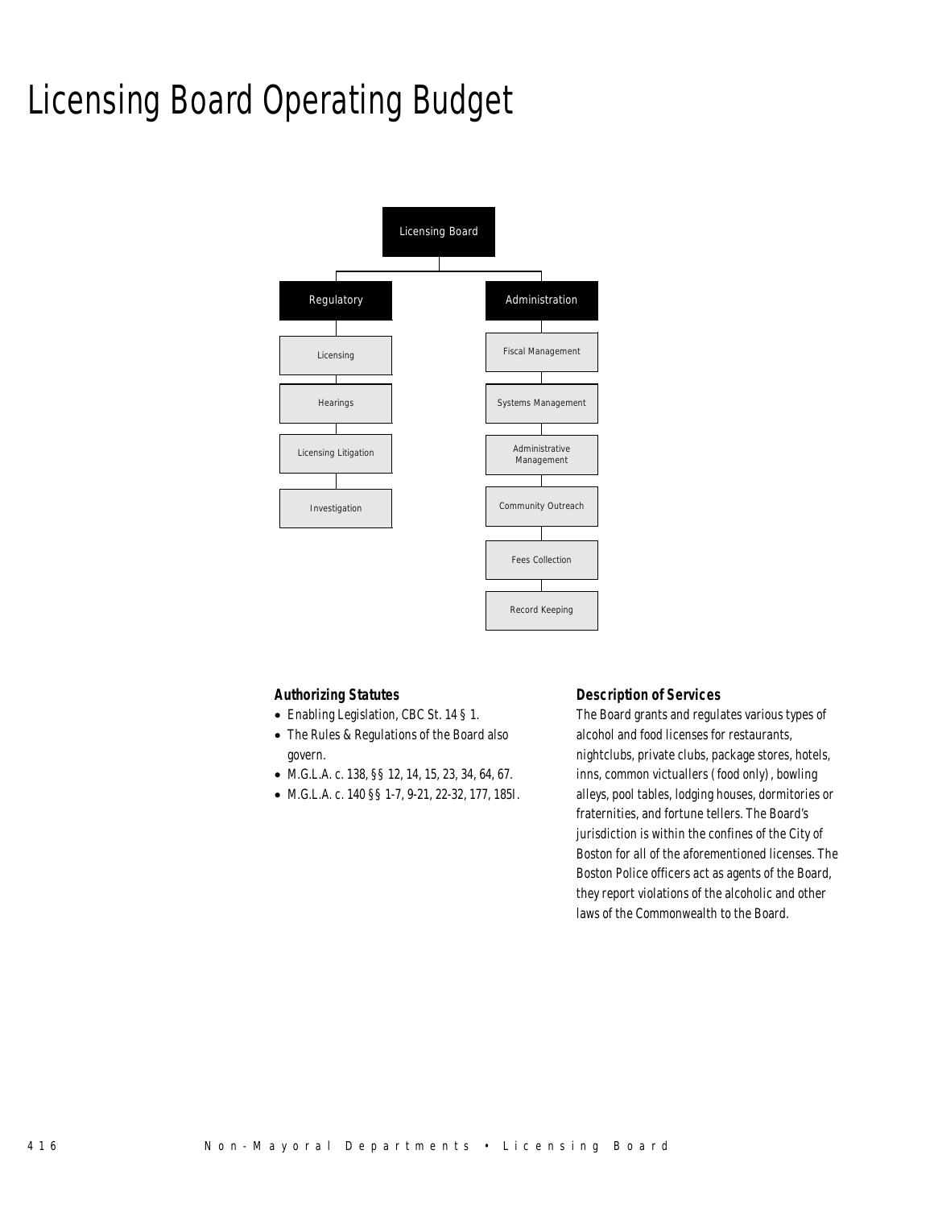# Licensing Board Operating Budget

- Licensing Board
  - Regulatory
    - Licensing
    - Hearings
    - Licensing Litigation
    - Investigation
  - Administration
    - Fiscal Management
    - Systems Management
    - Administrative Management
    - Community Outreach
    - Fees Collection
    - Record Keeping

### Authorizing Statutes

- Enabling Legislation, CBC St. 14 § 1.
- The Rules & Regulations of the Board also govern.
- M.G.L.A. c. 138, §§ 12, 14, 15, 23, 34, 64, 67.
- M.G.L.A. c. 140 §§ 1-7, 9-21, 22-32, 177, 185I.

### Description of Services

The Board grants and regulates various types of alcohol and food licenses for restaurants, nightclubs, private clubs, package stores, hotels, inns, common victuallers (food only), bowling alleys, pool tables, lodging houses, dormitories or fraternities, and fortune tellers. The Board's jurisdiction is within the confines of the City of Boston for all of the aforementioned licenses. The Boston Police officers act as agents of the Board, they report violations of the alcoholic and other laws of the Commonwealth to the Board.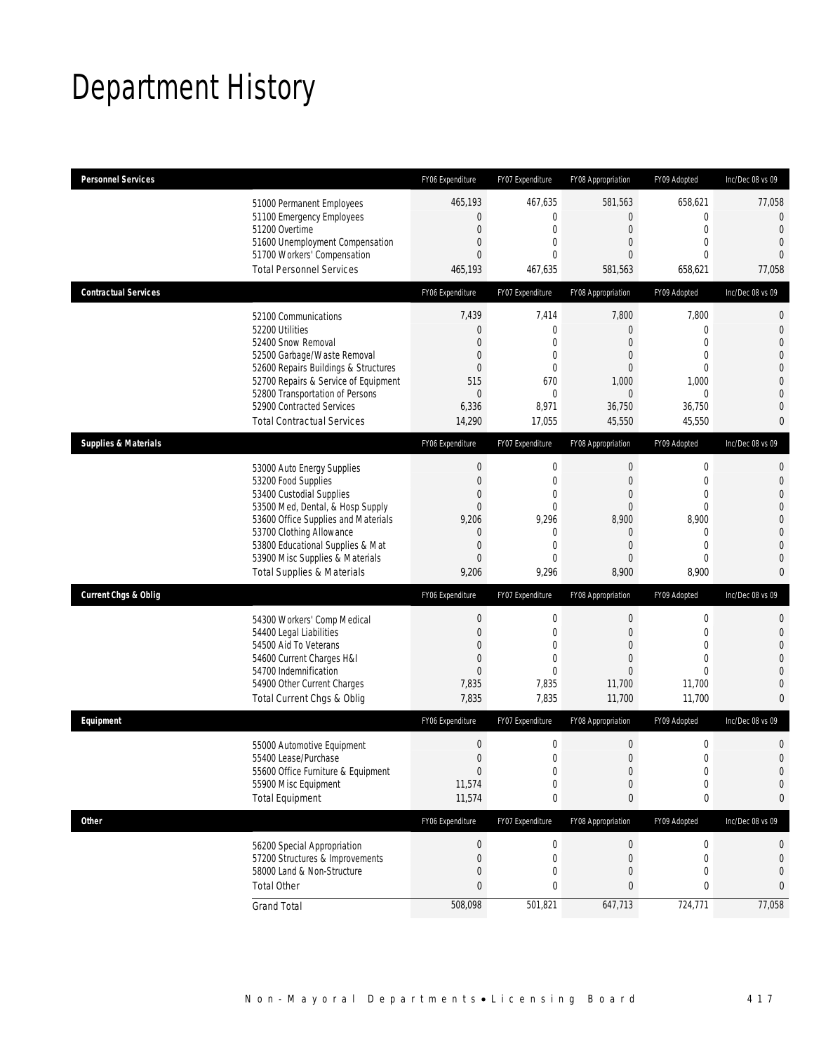# Department History

| Personnel Services | FY06 Expenditure | FY07 Expenditure | FY08 Appropriation | FY09 Adopted | Inc/Dec 08 vs 09 |
|---|---|---|---|---|---|
| 51000 Permanent Employees | 465,193 | 467,635 | 581,563 | 658,621 | 77,058 |
| 51100 Emergency Employees | 0 | 0 | 0 | 0 | 0 |
| 51200 Overtime | 0 | 0 | 0 | 0 | 0 |
| 51600 Unemployment Compensation | 0 | 0 | 0 | 0 | 0 |
| 51700 Workers' Compensation | 0 | 0 | 0 | 0 | 0 |
| Total Personnel Services | 465,193 | 467,635 | 581,563 | 658,621 | 77,058 |

| Contractual Services | FY06 Expenditure | FY07 Expenditure | FY08 Appropriation | FY09 Adopted | Inc/Dec 08 vs 09 |
|---|---|---|---|---|---|
| 52100 Communications | 7,439 | 7,414 | 7,800 | 7,800 | 0 |
| 52200 Utilities | 0 | 0 | 0 | 0 | 0 |
| 52400 Snow Removal | 0 | 0 | 0 | 0 | 0 |
| 52500 Garbage/Waste Removal | 0 | 0 | 0 | 0 | 0 |
| 52600 Repairs Buildings & Structures | 0 | 0 | 0 | 0 | 0 |
| 52700 Repairs & Service of Equipment | 515 | 670 | 1,000 | 1,000 | 0 |
| 52800 Transportation of Persons | 0 | 0 | 0 | 0 | 0 |
| 52900 Contracted Services | 6,336 | 8,971 | 36,750 | 36,750 | 0 |
| Total Contractual Services | 14,290 | 17,055 | 45,550 | 45,550 | 0 |

| Supplies & Materials | FY06 Expenditure | FY07 Expenditure | FY08 Appropriation | FY09 Adopted | Inc/Dec 08 vs 09 |
|---|---|---|---|---|---|
| 53000 Auto Energy Supplies | 0 | 0 | 0 | 0 | 0 |
| 53200 Food Supplies | 0 | 0 | 0 | 0 | 0 |
| 53400 Custodial Supplies | 0 | 0 | 0 | 0 | 0 |
| 53500 Med, Dental, & Hosp Supply | 0 | 0 | 0 | 0 | 0 |
| 53600 Office Supplies and Materials | 9,206 | 9,296 | 8,900 | 8,900 | 0 |
| 53700 Clothing Allowance | 0 | 0 | 0 | 0 | 0 |
| 53800 Educational Supplies & Mat | 0 | 0 | 0 | 0 | 0 |
| 53900 Misc Supplies & Materials | 0 | 0 | 0 | 0 | 0 |
| Total Supplies & Materials | 9,206 | 9,296 | 8,900 | 8,900 | 0 |

| Current Chgs & Oblig | FY06 Expenditure | FY07 Expenditure | FY08 Appropriation | FY09 Adopted | Inc/Dec 08 vs 09 |
|---|---|---|---|---|---|
| 54300 Workers' Comp Medical | 0 | 0 | 0 | 0 | 0 |
| 54400 Legal Liabilities | 0 | 0 | 0 | 0 | 0 |
| 54500 Aid To Veterans | 0 | 0 | 0 | 0 | 0 |
| 54600 Current Charges H&I | 0 | 0 | 0 | 0 | 0 |
| 54700 Indemnification | 0 | 0 | 0 | 0 | 0 |
| 54900 Other Current Charges | 7,835 | 7,835 | 11,700 | 11,700 | 0 |
| Total Current Chgs & Oblig | 7,835 | 7,835 | 11,700 | 11,700 | 0 |

| Equipment | FY06 Expenditure | FY07 Expenditure | FY08 Appropriation | FY09 Adopted | Inc/Dec 08 vs 09 |
|---|---|---|---|---|---|
| 55000 Automotive Equipment | 0 | 0 | 0 | 0 | 0 |
| 55400 Lease/Purchase | 0 | 0 | 0 | 0 | 0 |
| 55600 Office Furniture & Equipment | 0 | 0 | 0 | 0 | 0 |
| 55900 Misc Equipment | 11,574 | 0 | 0 | 0 | 0 |
| Total Equipment | 11,574 | 0 | 0 | 0 | 0 |

| Other | FY06 Expenditure | FY07 Expenditure | FY08 Appropriation | FY09 Adopted | Inc/Dec 08 vs 09 |
|---|---|---|---|---|---|
| 56200 Special Appropriation | 0 | 0 | 0 | 0 | 0 |
| 57200 Structures & Improvements | 0 | 0 | 0 | 0 | 0 |
| 58000 Land & Non-Structure | 0 | 0 | 0 | 0 | 0 |
| Total Other | 0 | 0 | 0 | 0 | 0 |
| Grand Total | 508,098 | 501,821 | 647,713 | 724,771 | 77,058 |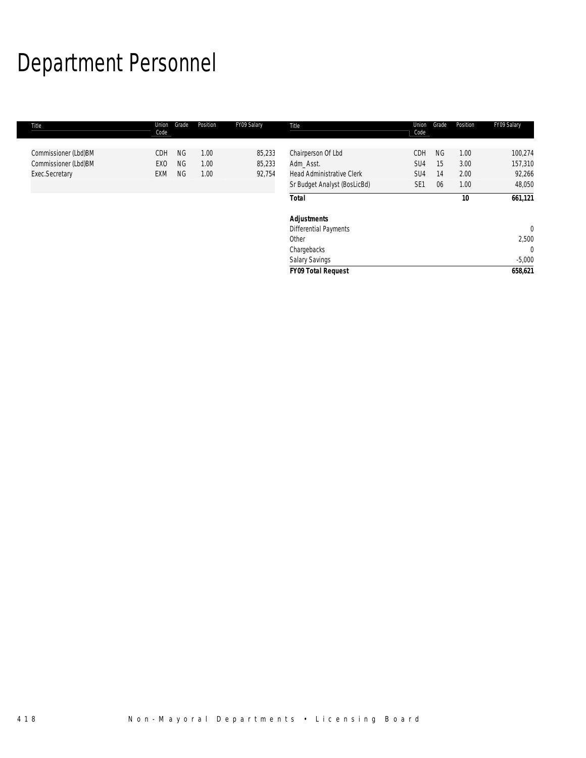# Department Personnel

| Title | Union Code | Grade | Position | FY09 Salary |
|---|---|---|---|---|
| Commissioner (Lbd)BM | CDH | NG | 1.00 | 85,233 |
| Commissioner (Lbd)BM | EXO | NG | 1.00 | 85,233 |
| Exec.Secretary | EXM | NG | 1.00 | 92,754 |
| Chairperson Of Lbd | CDH | NG | 1.00 | 100,274 |
| Adm_Asst. | SU4 | 15 | 3.00 | 157,310 |
| Head Administrative Clerk | SU4 | 14 | 2.00 | 92,266 |
| Sr Budget Analyst (BosLicBd) | SE1 | 06 | 1.00 | 48,050 |
| ***Total*** | | | **10** | **661,121** |
| | | | | |
| ***Adjustments*** | | | | |
| Differential Payments | | | | 0 |
| Other | | | | 2,500 |
| Chargebacks | | | | 0 |
| Salary Savings | | | | -5,000 |
| ***FY09 Total Request*** | | | | **658,621** |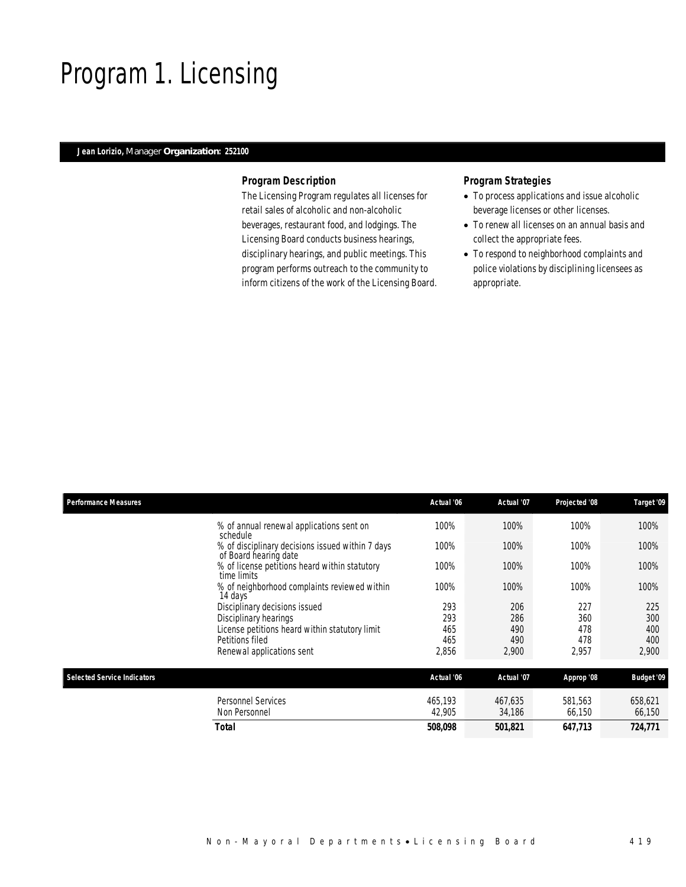# Program 1. Licensing

**Jean Lorizio,** Manager **Organization: 252100**

### Program Description

The Licensing Program regulates all licenses for retail sales of alcoholic and non-alcoholic beverages, restaurant food, and lodgings. The Licensing Board conducts business hearings, disciplinary hearings, and public meetings. This program performs outreach to the community to inform citizens of the work of the Licensing Board.

### Program Strategies

- To process applications and issue alcoholic beverage licenses or other licenses.
- To renew all licenses on an annual basis and collect the appropriate fees.
- To respond to neighborhood complaints and police violations by disciplining licensees as appropriate.

| Performance Measures | Actual '06 | Actual '07 | Projected '08 | Target '09 |
|---|---|---|---|---|
| % of annual renewal applications sent on schedule | 100% | 100% | 100% | 100% |
| % of disciplinary decisions issued within 7 days of Board hearing date | 100% | 100% | 100% | 100% |
| % of license petitions heard within statutory time limits | 100% | 100% | 100% | 100% |
| % of neighborhood complaints reviewed within 14 days | 100% | 100% | 100% | 100% |
| Disciplinary decisions issued | 293 | 206 | 227 | 225 |
| Disciplinary hearings | 293 | 286 | 360 | 300 |
| License petitions heard within statutory limit | 465 | 490 | 478 | 400 |
| Petitions filed | 465 | 490 | 478 | 400 |
| Renewal applications sent | 2,856 | 2,900 | 2,957 | 2,900 |

| Selected Service Indicators | Actual '06 | Actual '07 | Approp '08 | Budget '09 |
|---|---|---|---|---|
| Personnel Services | 465,193 | 467,635 | 581,563 | 658,621 |
| Non Personnel | 42,905 | 34,186 | 66,150 | 66,150 |
| **Total** | **508,098** | **501,821** | **647,713** | **724,771** |